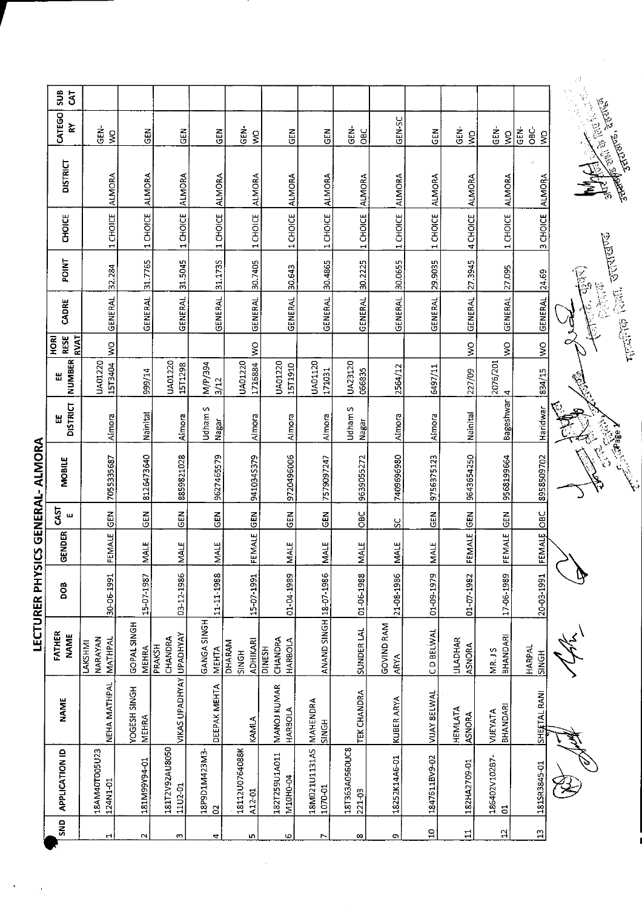# LECTURER PHYSICS GENERAL- ALMORA

| SNO | APPLICATION ID | NAME | FATHER NAME | DOB | GENDER | CASTE | MOBILE | EE DISTRICT | EE NUMBER | HORI RESERVAT | CADRE | POINT | CHOICE | DISTRICT | CATEGORY | SUB CAT |
|---|---|---|---|---|---|---|---|---|---|---|---|---|---|---|---|---|
| 1 | 18AM40T005U23124N1-01 | NEHA MATHPAL | LAKSHMI NARAYAN MATHPAL | 30-06-1991 | FEMALE | GEN | 7055335687 | Almora | UA0122015T3404 | WO | GENERAL | 32.284 | 1 CHOICE | ALMORA | GEN-WO | |
| 2 | 181M99Y94-01 | YOGESH SINGH MEHRA | GOPAL SINGH MEHRA | 15-07-1987 | MALE | GEN | 8126473640 | Nainital | 999/14 | | GENERAL | 31.7765 | 1 CHOICE | ALMORA | GEN | |
| 3 | 181T2Y92AU805011U2-01 | VIKAS UPADHYAY | PRAKSH CHANDRA UPADHYAY | 03-12-1986 | MALE | GEN | 8859821028 | Almora | UA0122015T1298 | | GENERAL | 31.5045 | 1 CHOICE | ALMORA | GEN | |
| 4 | 18P9D1M423M3-02 | DEEPAK MEHTA | GANGA SINGH MEHTA | 11-11-1988 | MALE | GEN | 9627465579 | Udham S Nagar | M/P/3943/12 | | GENERAL | 31.1735 | 1 CHOICE | ALMORA | GEN | |
| 5 | 18112U0764088KA12-01 | KAMLA | DHARAM SINGH ADHIKARI | 15-07-1991 | FEMALE | GEN | 9410345379 | Almora | UA012201716884 | WO | GENERAL | 30.7405 | 1 CHOICE | ALMORA | GEN-WO | |
| 6 | 182T259U1A011M10H0-04 | MANOJ KUMAR HARBOLA | DINESH CHANDRA HARBOLA | 01-04-1989 | MALE | GEN | 9720496006 | Almora | UA0122015T1910 | | GENERAL | 30.643 | 1 CHOICE | ALMORA | GEN | |
| 7 | 18M021U1131AS1070-01 | MAHENDRA SINGH | ANAND SINGH | 18-07-1986 | MALE | GEN | 7579097247 | Almora | UA01120171031 | | GENERAL | 30.4865 | 1 CHOICE | ALMORA | GEN | |
| 8 | 18T363A0560UC8221-03 | TEK CHANDRA | SUNDER LAL | 01-06-1988 | MALE | OBC | 9639055272 | Udham S Nagar | UA23120066835 | | GENERAL | 30.2225 | 1 CHOICE | ALMORA | GEN-OBC | |
| 9 | 18252K14A6-01 | KUBER ARYA | GOVIND RAM ARYA | 21-08-1986 | MALE | SC | 7409696980 | Almora | 2564/12 | | GENERAL | 30.0655 | 1 CHOICE | ALMORA | GEN-SC | |
| 10 | 1847511BV9-02 | VIJAY BELWAL | C D BELWAL | 01-09-1979 | MALE | GEN | 9756375123 | Almora | 6497/11 | | GENERAL | 29.9035 | 1 CHOICE | ALMORA | GEN | |
| 11 | 182HA2709-01 | HEMLATA ASNORA | LILADHAR ASNORA | 01-07-1982 | FEMALE | GEN | 9643654250 | Nainital | 227/09 | WO | GENERAL | 27.3945 | 4 CHOICE | ALMORA | GEN-WO | |
| 12 | 186402V102B7-01 | VIJEYATA BHANDARI | MR. J S BHANDARI | 17-06-1989 | FEMALE | GEN | 9568199664 | Bageshwar | 2076/2014 | WO | GENERAL | 27.095 | 1 CHOICE | ALMORA | GEN-WO | |
| 13 | 181SR3845-01 | SHEETAL RANI | HARPAL SINGH | 20-03-1991 | FEMALE | OBC | 8958509702 | Haridwar | 834/15 | WO | GENERAL | 24.69 | 3 CHOICE | ALMORA | GEN-OBC-WO | |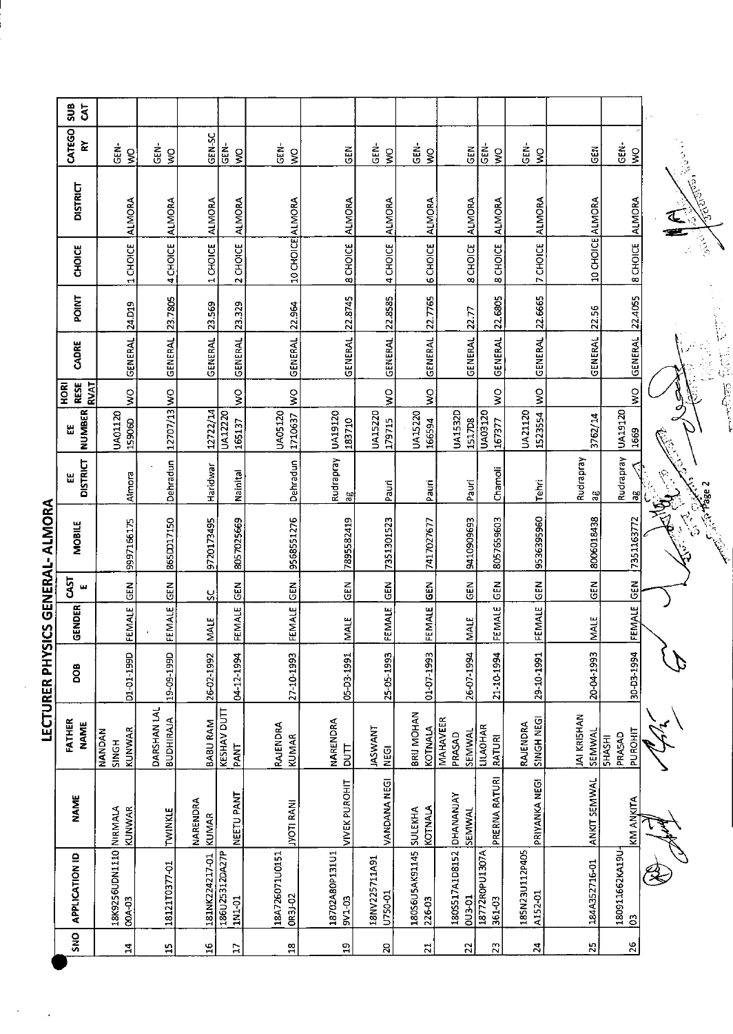# LECTURER PHYSICS GENERAL- ALMORA

| SNO | APPLICATION ID | NAME | FATHER NAME | DOB | GENDER | CASTE | MOBILE | EE DISTRICT | EE NUMBER | HORI RESERVAT | CADRE | POINT | CHOICE | DISTRICT | CATEGORY | SUB CAT |
|---|---|---|---|---|---|---|---|---|---|---|---|---|---|---|---|---|
| 14 | 18K9256UDN1110 00A-03 | NIRMALA KUNWAR | NANDAN SINGH KUNWAR | 01-01-1990 | FEMALE | GEN | 9997166175 | Almora | UA01120 15906D | WO | GENERAL | 24.019 | 1 CHOICE | ALMORA | GEN-WO | |
| 15 | 18121T0377-01 | TWINKLE | DARSHAN LAL BUDHIRAJA | 19-09-1990 | FEMALE | GEN | 8650017150 | Dehradun | 12707/13 | WO | GENERAL | 23.7805 | 4 CHOICE | ALMORA | GEN-WO | |
| 16 | 181NK224217-01 | NARENDRA KUMAR | BABU RAM | 26-02-1992 | MALE | SC | 9720173495 | Haridwar | 12722/14 | | GENERAL | 23.569 | 1 CHOICE | ALMORA | GEN-SC | |
| 17 | 186U25312DA27P 1N1-01 | NEETU PANT | KESHAV DUTT PANT | 04-12-1994 | FEMALE | GEN | 8057025669 | Nainital | UA12220 165137 | WO | GENERAL | 23.329 | 2 CHOICE | ALMORA | GEN-WO | |
| 18 | 18A726071U0151 0R3J-02 | JYOTI RANI | RAJENDRA KUMAR | 27-10-1993 | FEMALE | GEN | 9568551276 | Dehradun | UA05120 1710637 | WO | GENERAL | 22.964 | 10 CHOICE | ALMORA | GEN-WO | |
| 19 | 18702A80P131U1 9V1-03 | VIVEK PUROHIT | NARENDRA DUTT | 05-03-1991 | MALE | GEN | 7895582419 | Rudraprayag | UA19120 183710 | | GENERAL | 22.8745 | 8 CHOICE | ALMORA | GEN | |
| 20 | 18NV225711A91 U750-01 | VANDANA NEGI | JASWANT NEGI | 25-05-1993 | FEMALE | GEN | 7351301523 | Pauri | UA15220 179715 | WO | GENERAL | 22.8585 | 4 CHOICE | ALMORA | GEN-WO | |
| 21 | 18056U5AK91145 226-03 | SULEKHA KOTNALA | BRIJ MOHAN KOTNALA | 01-07-1993 | FEMALE | GEN | 7417027677 | Pauri | UA15220 166594 | WO | GENERAL | 22.7765 | 6 CHOICE | ALMORA | GEN-WO | |
| 22 | 180S517A1D8152 0U3-01 | DHANANJAY SEMWAL | MAHAVEER PRASAD SEMWAL | 26-07-1994 | MALE | GEN | 9410909693 | Pauri | UA1532D 1517D8 | | GENERAL | 22.77 | 8 CHOICE | ALMORA | GEN | |
| 23 | 18772R0PU1307A 361-03 | PRERNA RATURI | LILADHAR RATURI | 21-10-1994 | FEMALE | GEN | 8057659603 | Chamoli | UA03120 167377 | WO | GENERAL | 22.6805 | 8 CHOICE | ALMORA | GEN-WO | |
| 24 | 185N23U112P405 A152-01 | PRIYANKA NEGI | RAJENDRA SINGH NEGI | 29-10-1991 | FEMALE | GEN | 9536395960 | Tehri | UA21120 1523554 | WO | GENERAL | 22.6665 | 7 CHOICE | ALMORA | GEN-WO | |
| 25 | 184A352716-01 | ANKIT SEMWAL | JAI KRISHAN SEMWAL | 20-04-1993 | MALE | GEN | 8006018438 | Rudraprayag | 3762/14 | | GENERAL | 22.56 | 10 CHOICE | ALMORA | GEN | |
| 26 | 180911662KA19U-03 | KM ANKITA | SHASHI PRASAD PUROHIT | 30-03-1994 | FEMALE | GEN | 7351163772 | Rudraprayag | UA19120 1669 | WO | GENERAL | 22.4055 | 8 CHOICE | ALMORA | GEN-WO | |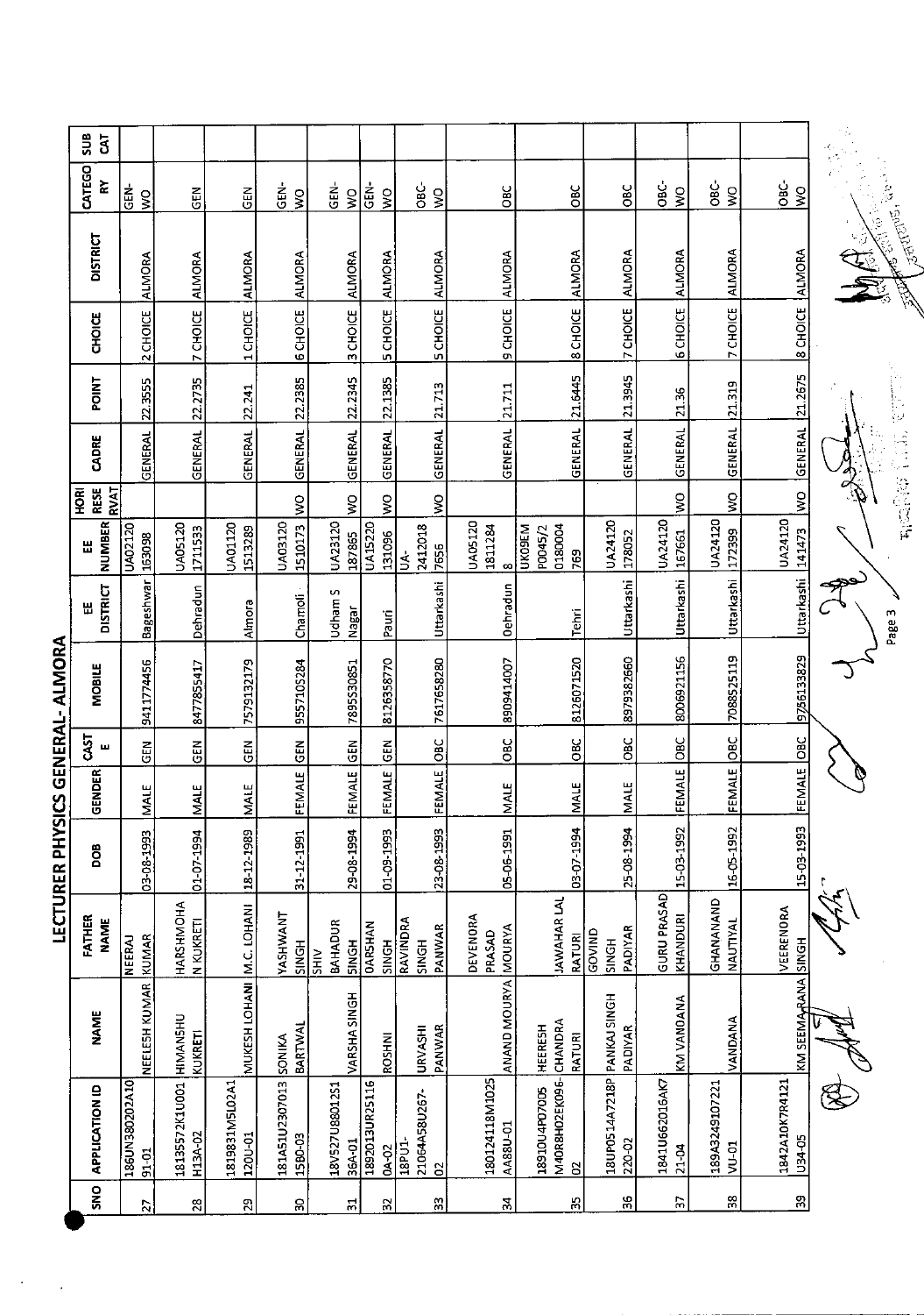# LECTURER PHYSICS GENERAL- ALMORA

| SNO | APPLICATION ID | NAME | FATHER NAME | DOB | GENDER | CASTE | MOBILE | EE DISTRICT | EE NUMBER | HORI RESERVAT | CADRE | POINT | CHOICE | DISTRICT | CATEGORY | SUB CAT |
|---|---|---|---|---|---|---|---|---|---|---|---|---|---|---|---|---|
| 27 | 186UN380202A1091-01 | NEELESH KUMAR | NEERAJ KUMAR | 03-08-1993 | MALE | GEN | 9411774456 | Bageshwar | UA02120163098 | | GENERAL | 22.3555 | 2 CHOICE | ALMORA | GEN-SO | |
| 28 | 18135572K1U001H13A-02 | HIMANSHU KUKRETI | HARSHMOHAN KUKRETI | 01-07-1994 | MALE | GEN | 8477855417 | Dehradun | UA051201711533 | | GENERAL | 22.2735 | 7 CHOICE | ALMORA | GEN | |
| 29 | 1819831M5L02A1120U-01 | MUKESH LOHANI | M.C. LOHANI | 18-12-1989 | MALE | GEN | 7579132179 | Almora | UA011201513289 | | GENERAL | 22.241 | 1 CHOICE | ALMORA | GEN | |
| 30 | 181A51U2307013158O-03 | SONIKA BARTWAL | YASHWANT SINGH | 31-12-1991 | FEMALE | GEN | 9557105284 | Chamoli | UA031201510173 | WO | GENERAL | 22.2385 | 6 CHOICE | ALMORA | GEN-WO | |
| 31 | 18V527U880125136A-01 | VARSHA SINGH | SHIV BAHADUR SINGH | 29-08-1994 | FEMALE | GEN | 7895530851 | Udham S Nagar | UA23120187865 | WO | GENERAL | 22.2345 | 3 CHOICE | ALMORA | GEN-WO | |
| 32 | 1892013UR251160A-02 | ROSHNI | DARSHAN SINGH | 01-09-1993 | FEMALE | GEN | 8126358770 | Pauri | UA15220131096 | WO | GENERAL | 22.1385 | 5 CHOICE | ALMORA | GEN-WO | |
| 33 | 18PU1-21064A58U267-02 | URVASHI PANWAR | RAVINDRA SINGH PANWAR | 23-08-1993 | FEMALE | OBC | 7617658280 | Uttarkashi | UA-24120187656 | WO | GENERAL | 21.713 | 5 CHOICE | ALMORA | OBC-WO | |
| 34 | 180124118M1025AA88U-01 | ANAND MOURYA | DEVENDRA PRASAD MOURYA | 05-06-1991 | MALE | OBC | 8909414007 | Dehradun | UA051201811284 8 | | GENERAL | 21.711 | 9 CHOICE | ALMORA | OBC | |
| 35 | 18910U4P07005M40R8H02EK096-02 | HEERESH CHANDRA RATURI | JAWAHAR LAL RATURI | 03-07-1994 | MALE | OBC | 8126071520 | Tehri | UK09EMP0045/20180004769 | | GENERAL | 21.6445 | 8 CHOICE | ALMORA | OBC | |
| 36 | 18UP0514A7218P220-02 | PANKAJ SINGH PADIYAR | GOVIND SINGH PADIYAR | 25-08-1994 | MALE | OBC | 8979382660 | Uttarkashi | UA24120178052 | | GENERAL | 21.3945 | 7 CHOICE | ALMORA | OBC | |
| 37 | 1841U662016AK721-04 | KM VANDANA | GURU PRASAD KHANDURI | 15-03-1992 | FEMALE | OBC | 8006921156 | Uttarkashi | UA24120167661 | WO | GENERAL | 21.36 | 6 CHOICE | ALMORA | OBC-WO | |
| 38 | 189A3249107221VU-01 | VANDANA | GHANANAND NAUTIYAL | 16-05-1992 | FEMALE | OBC | 7088525119 | Uttarkashi | UA24120172399 | WO | GENERAL | 21.319 | 7 CHOICE | ALMORA | OBC-WO | |
| 39 | 1842A10K7R4121U34-05 | KM SEEMA RANA | VEERENDRA SINGH | 15-03-1993 | FEMALE | OBC | 9756133829 | Uttarkashi | UA24120141473 | WO | GENERAL | 21.2675 | 8 CHOICE | ALMORA | OBC-WO | |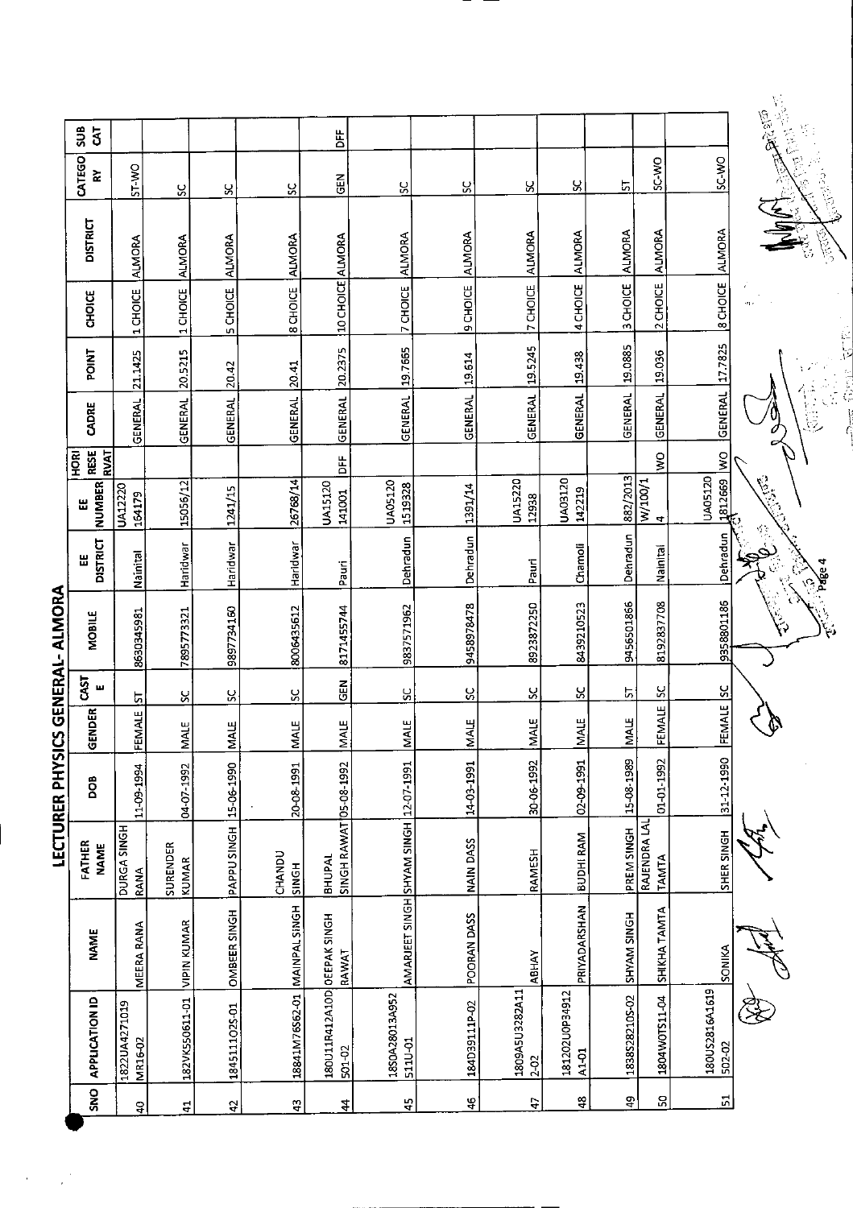# LECTURER PHYSICS GENERAL- ALMORA

| SNO | APPLICATION ID | NAME | FATHER NAME | DOB | GENDER | CASTE | MOBILE | EE DISTRICT | EE NUMBER | HORI RESERVAT | CADRE | POINT | CHOICE | DISTRICT | CATEGORY | SUB CAT |
|---|---|---|---|---|---|---|---|---|---|---|---|---|---|---|---|---|
| 40 | 1822UA4271019MR16-02 | MEERA RANA | DURGA SINGH RANA | 11-09-1994 | FEMALE | ST | 8630345981 | Nainital | UA12220154179 | | GENERAL | 21.1425 | 1 CHOICE | ALMORA | ST-WO | |
| 41 | 182VK550611-01 | VIPIN KUMAR | SURENDER KUMAR | 04-07-1992 | MALE | SC | 7895773321 | Haridwar | 15056/12 | | GENERAL | 20.5215 | 1 CHOICE | ALMORA | SC | |
| 42 | 184511102S-01 | OMBEER SINGH | PAPPU SINGH | 15-06-1990 | MALE | SC | 9897734160 | Haridwar | 1241/15 | | GENERAL | 20.42 | 5 CHOICE | ALMORA | SC | |
| 43 | 18841M76S62-01 | MAINPAL SINGH | CHANDU SINGH | 20-08-1991 | MALE | SC | 8006435612 | Haridwar | 26768/14 | | GENERAL | 20.41 | 8 CHOICE | ALMORA | SC | |
| 44 | 180U11R412A10D501-02 | DEEPAK SINGH RAWAT | BHUPAL SINGH RAWAT | 05-08-1992 | MALE | GEN | 8171455744 | Pauri | UA15120141001 | DFF | GENERAL | 20.2375 | 10 CHOICE | ALMORA | GEN | DFF |
| 45 | 18S0A28013A952511U-01 | AMARJEET SINGH | SHYAM SINGH | 12-07-1991 | MALE | SC | 9837571962 | Dehradun | UA051201519328 | | GENERAL | 19.7665 | 7 CHOICE | ALMORA | SC | |
| 46 | 184D39111P-02 | POORAN DASS | NAIN DASS | 14-03-1991 | MALE | SC | 9458978478 | Dehradun | 1391/14 | | GENERAL | 19.614 | 9 CHOICE | ALMORA | SC | |
| 47 | 1809A5U3282A112-02 | ABHAY | RAMESH | 30-06-1992 | MALE | SC | 8923872250 | Pauri | UA1522012938 | | GENERAL | 19.5245 | 7 CHOICE | ALMORA | SC | |
| 48 | 181202U0P34912A1-01 | PRIYADARSHAN | BUDHI RAM | 02-09-1991 | MALE | SC | 8439210523 | Chamoli | UA03120142219 | | GENERAL | 19.438 | 4 CHOICE | ALMORA | SC | |
| 49 | 18385282105-02 | SHYAM SINGH | PREM SINGH | 15-08-1989 | MALE | ST | 9456501866 | Dehradun | 882/2013 | | GENERAL | 19.0885 | 3 CHOICE | ALMORA | ST | |
| 50 | 1804W0TS11-04 | SHIKHA TAMTA | RAJENDRA LAL TAMTA | 01-01-1992 | FEMALE | SC | 8192837708 | Nainital | W/100/14 | WO | GENERAL | 19.036 | 2 CHOICE | ALMORA | SC-WO | |
| 51 | 180US2816A1619502-02 | SONIKA | SHER SINGH | 31-12-1990 | FEMALE | SC | 9358801186 | Dehradun | UA051201812669 | WO | GENERAL | 17.7825 | 8 CHOICE | ALMORA | SC-WO | |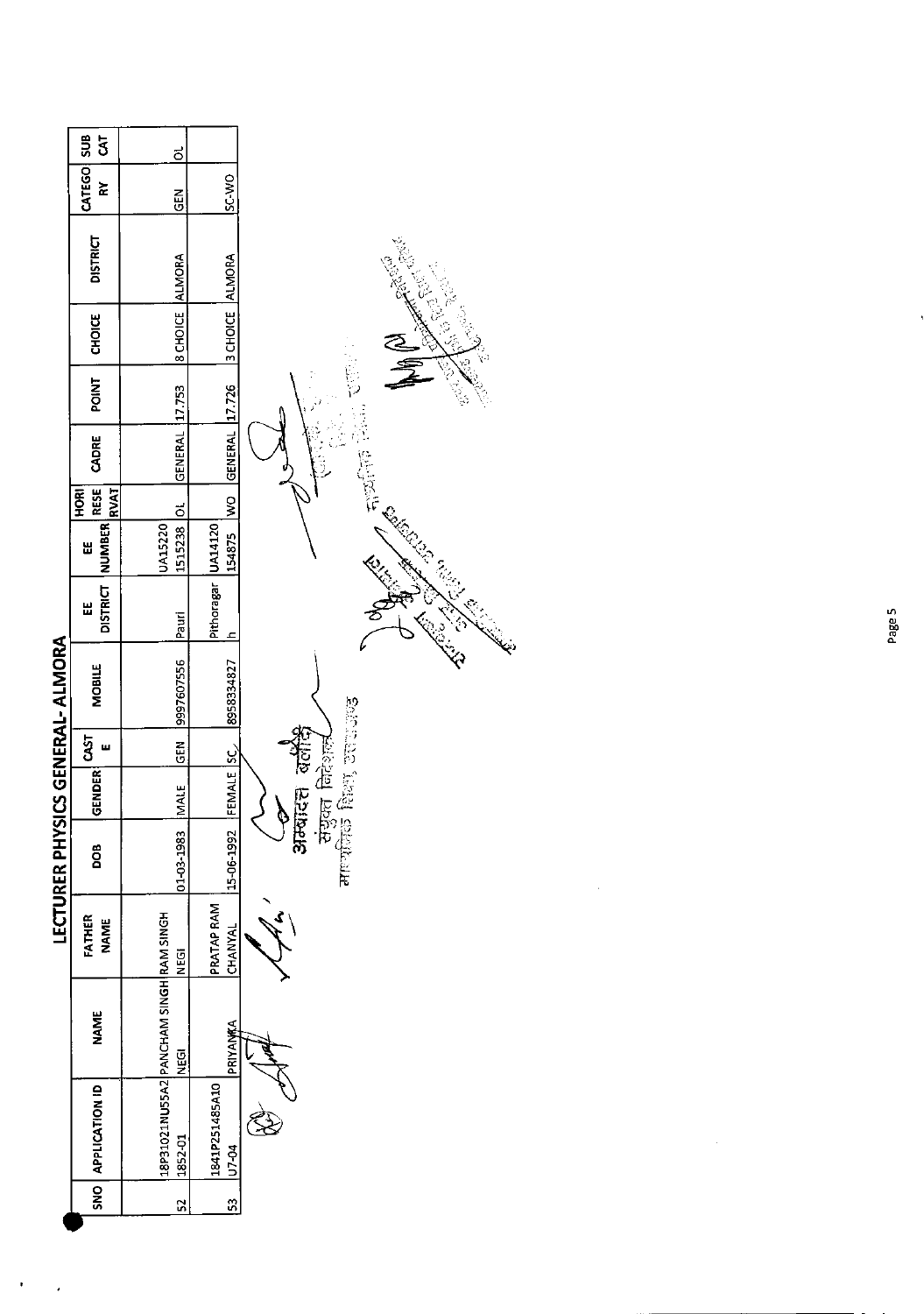# LECTURER PHYSICS GENERAL- ALMORA

| SNO | APPLICATION ID | NAME | FATHER NAME | DOB | GENDER | CASTE | MOBILE | EE DISTRICT | EE NUMBER | HORI RESERVAT | CADRE | POINT | CHOICE | DISTRICT | CATEGORY | SUB CAT |
|---|---|---|---|---|---|---|---|---|---|---|---|---|---|---|---|---|
| 52 | 18P31021NU55A21852-01 | PANCHAM SINGH NEGI | RAM SINGH NEGI | 01-03-1983 | MALE | GEN | 9997607556 | Pauri | UA152201515238 | OL | GENERAL | 17.753 | 8 CHOICE | ALMORA | GEN | OL |
| 53 | 1841P251485A10U7-04 | PRIYANKA | PRATAP RAM CHANYAL | 15-06-1992 | FEMALE | SC | 8958334827 | Pithoragarh | UA14120154875 | WO | GENERAL | 17.726 | 3 CHOICE | ALMORA | SC-WO | |

अभ्यारानी बलौदी
संयुक्त निदेशक
माध्यमिक शिक्षा, उत्तराखण्ड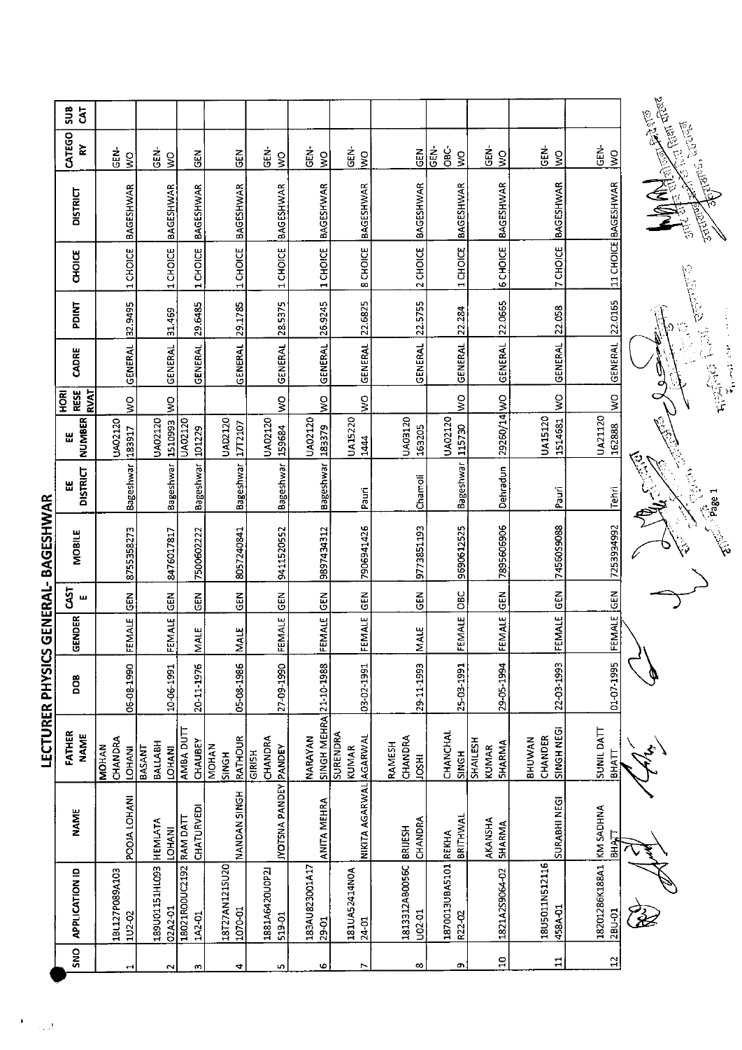# LECTURER PHYSICS GENERAL- BAGESHWAR

| SNO | APPLICATION ID | NAME | FATHER NAME | DOB | GENDER | CASTE | MOBILE | EE DISTRICT | EE NUMBER | HORI RESERVAT | CADRE | POINT | CHOICE | DISTRICT | CATEGORY | SUB CAT |
|---|---|---|---|---|---|---|---|---|---|---|---|---|---|---|---|---|
| 1 | 18L127P089A1031U2-02 | POOJA LOHANI | MOHAN CHANDRA LOHANI | 06-08-1990 | FEMALE | GEN | 8755358273 | Bageshwar | UA02120183917 | WO | GENERAL | 32.9495 | 1 CHOICE | BAGESHWAR | GEN-WO | |
| 2 | 189U01151HL09302A2-01 | HEMLATA LOHANI | BASANT BALLABH LOHANI | 10-06-1991 | FEMALE | GEN | 8476017817 | Bageshwar | UA021201510993 | WO | GENERAL | 31.469 | 1 CHOICE | BAGESHWAR | GEN-WO | |
| 3 | 18021R00UC21921A2-01 | RAM DATT CHATURVEDI | AMBA DUTT CHAUBEY | 20-11-1976 | MALE | GEN | 7500602222 | Bageshwar | UA02120101229 | | GENERAL | 29.6485 | 1 CHOICE | BAGESHWAR | GEN | |
| 4 | 18T27AN121SU201070-01 | NANDAN SINGH | MOHAN SINGH RATHOUR | 05-08-1986 | MALE | GEN | 8057240841 | Bageshwar | UA02120172107 | | GENERAL | 29.1785 | 1 CHOICE | BAGESHWAR | GEN | |
| 5 | 1881A6420U0P2J519-01 | JYOTSNA PANDEY | GIRISH CHANDRA PANDEY | 27-09-1990 | FEMALE | GEN | 9411520552 | Bageshwar | UA02120159684 | WO | GENERAL | 28.5375 | 1 CHOICE | BAGESHWAR | GEN-WO | |
| 6 | 183AU823001A1729-01 | ANITA MEHRA | NARAYAN SINGH MEHRA | 21-10-1988 | FEMALE | GEN | 9897434312 | Bageshwar | UA02120183379 | WO | GENERAL | 26.9245 | 1 CHOICE | BAGESHWAR | GEN-WO | |
| 7 | 181UA52414N0A24-01 | NIKITA AGARWAL | SURENDRA KUMAR AGARWAL | 03-02-1991 | FEMALE | GEN | 7906941426 | Pauri | UA152201444 | WO | GENERAL | 22.6825 | 8 CHOICE | BAGESHWAR | GEN-WO | |
| 8 | 1813312AB0056CU02-01 | BRIJESH CHANDRA | RAMESH CHANDRA JOSHI | 29-11-1993 | MALE | GEN | 9773851193 | Chamoli | UA03120163205 | | GENERAL | 22.5755 | 2 CHOICE | BAGESHWAR | GEN | |
| 9 | 1870013UBA5101R22-02 | REKHA BRITHWAL | CHANCHAL SINGH | 25-03-1991 | FEMALE | OBC | 9690612525 | Bageshwar | UA02120115730 | WO | GENERAL | 22.284 | 1 CHOICE | BAGESHWAR | GEN-OBC-WO | |
| 10 | 1821A2S9064-02 | AKANSHA SHARMA | SHAILESH KUMAR SHARMA | 29-05-1994 | FEMALE | GEN | 7895606906 | Dehradun | 29260/14 | WO | GENERAL | 22.0665 | 6 CHOICE | BAGESHWAR | GEN-WO | |
| 11 | 18U5011N512116458A-01 | SURABHI NEGI | BHUWAN CHANDER SINGH NEGI | 22-03-1993 | FEMALE | GEN | 7456059088 | Pauri | UA151201514681 | WO | GENERAL | 22.058 | 7 CHOICE | BAGESHWAR | GEN-WO | |
| 12 | 18201286K188A12BU-01 | KM SADHNA BHATT | SUNIL DATT BHATT | 01-07-1995 | FEMALE | GEN | 7253934992 | Tehri | UA21120162888 | WO | GENERAL | 22.0165 | 11 CHOICE | BAGESHWAR | GEN-WO | |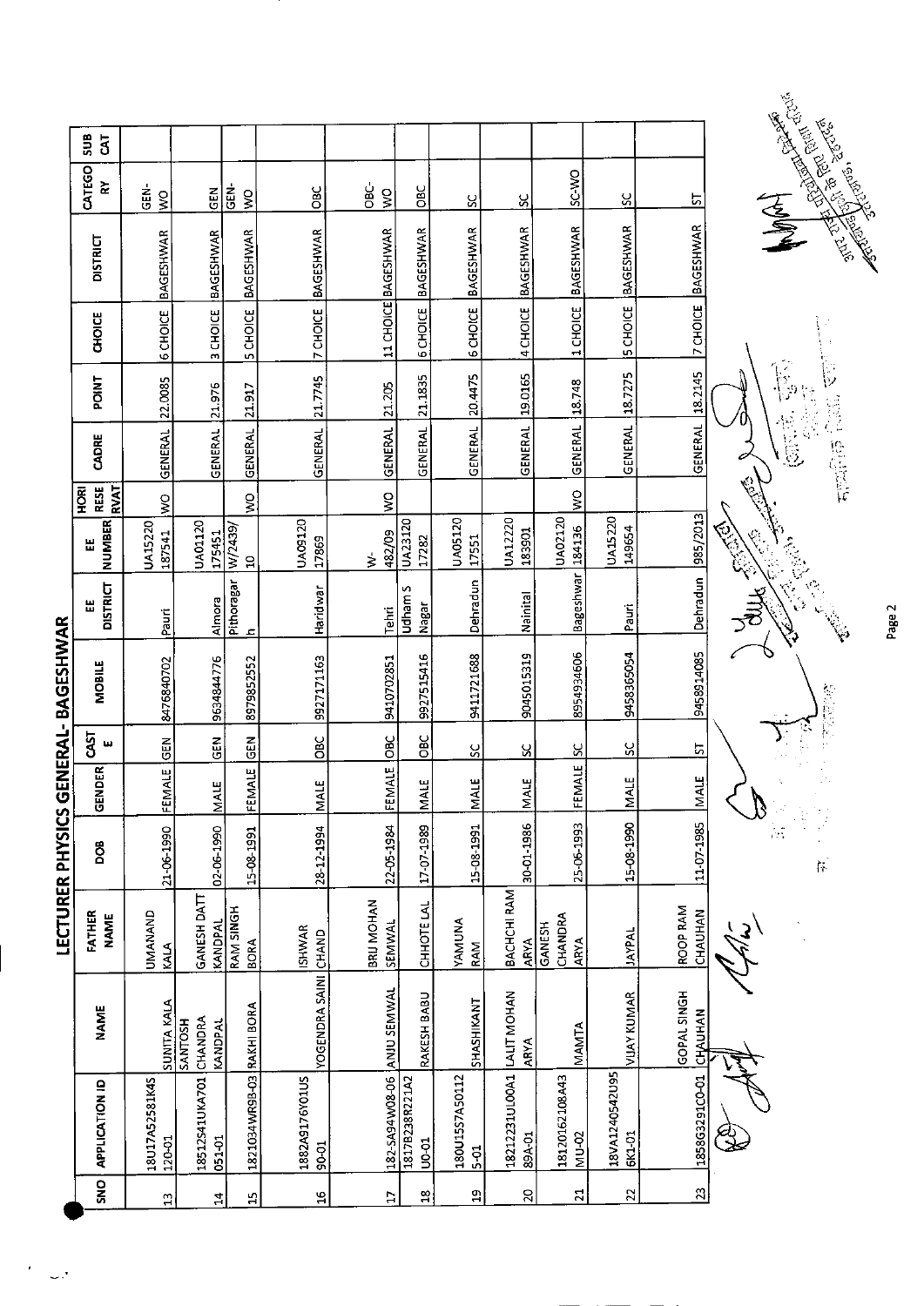# LECTURER PHYSICS GENERAL- BAGESHWAR

| SNO | APPLICATION ID | NAME | FATHER NAME | DOB | GENDER | CASTE | MOBILE | EE DISTRICT | EE NUMBER | HORI RESERVAT | CADRE | POINT | CHOICE | DISTRICT | CATEGORY | SUB CAT |
|---|---|---|---|---|---|---|---|---|---|---|---|---|---|---|---|---|
| 13 | 18U17A52581K45120-01 | SUNITA KALA | UMANAND KALA | 21-06-1990 | FEMALE | GEN | 8476840702 | Pauri | UA15220187541 | WO | GENERAL | 22.0085 | 6 CHOICE | BAGESHWAR | GEN-WO | |
| 14 | 18512541UKA701051-01 | SANTOSH CHANDRA KANDPAL | GANESH DATT KANDPAL | 02-06-1990 | MALE | GEN | 9634844776 | Almora | UA01120175451 | | GENERAL | 21.976 | 3 CHOICE | BAGESHWAR | GEN | |
| 15 | 1821034WR98-03 | RAKHI BORA | RAM SINGH BORA | 15-08-1991 | FEMALE | GEN | 8979852552 | Pithoragarh | W/2439/10 | WO | GENERAL | 21.917 | 5 CHOICE | BAGESHWAR | GEN-WO | |
| 16 | 1882A9176Y01US90-01 | YOGENDRA SAINI | ISHWAR CHAND | 28-12-1994 | MALE | OBC | 9927171163 | Haridwar | UA09120 17869 | | GENERAL | 21.7745 | 7 CHOICE | BAGESHWAR | OBC | |
| 17 | 182-SA94W08-06 | ANJU SEMWAL | BRIJ MOHAN SEMWAL | 22-05-1984 | FEMALE | OBC | 9410702851 | Tehri | W-482/09 | WO | GENERAL | 21.205 | 11 CHOICE | BAGESHWAR | OBC-WO | |
| 18 | 1817B238R221A2U0-01 | RAKESH BABU | CHHOTE LAL | 17-07-1989 | MALE | OBC | 9927515416 | Udham S Nagar | UA23120 17282 | | GENERAL | 21.1835 | 6 CHOICE | BAGESHWAR | OBC | |
| 19 | 180U1557A50112 5-01 | SHASHIKANT | YAMUNA RAM | 15-08-1991 | MALE | SC | 9411721688 | Dehradun | UA05120 17551 | | GENERAL | 20.4475 | 6 CHOICE | BAGESHWAR | SC | |
| 20 | 18212231UL00A189A-01 | LALIT MOHAN ARYA | BACHCHI RAM ARYA | 30-01-1986 | MALE | SC | 9045015319 | Nainital | UA12220 183901 | | GENERAL | 19.0165 | 4 CHOICE | BAGESHWAR | SC | |
| 21 | 18120162108A43MU-02 | MAMTA | GANESH CHANDRA ARYA | 25-06-1993 | FEMALE | SC | 8954934606 | Bageshwar | UA02120 184136 | WO | GENERAL | 18.748 | 1 CHOICE | BAGESHWAR | SC-WO | |
| 22 | 18VA1240542U956K1-01 | VIJAY KUMAR | JAYPAL | 15-08-1990 | MALE | SC | 9458365054 | Pauri | UA15220 149654 | | GENERAL | 18.7275 | 5 CHOICE | BAGESHWAR | SC | |
| 23 | 1858G3291C0-01 | GOPAL SINGH CHAUHAN | ROOP RAM CHAUHAN | 11-07-1985 | MALE | ST | 9458914085 | Dehradun | 985/2013 | | GENERAL | 18.2145 | 7 CHOICE | BAGESHWAR | ST | |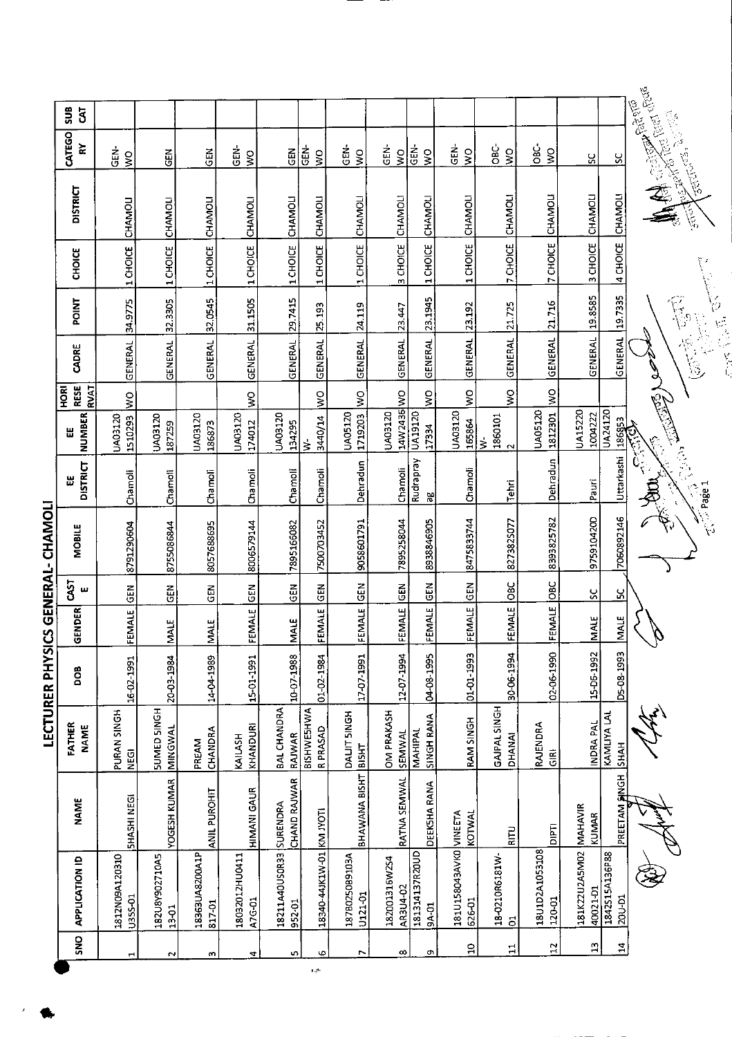# LECTURER PHYSICS GENERAL- CHAMOLI

| SNO | APPLICATION ID | NAME | FATHER NAME | DOB | GENDER | CASTE | MOBILE | EE DISTRICT | EE NUMBER | HORI RESERVAT | CADRE | POINT | CHOICE | DISTRICT | CATEGORY | SUB CAT |
|---|---|---|---|---|---|---|---|---|---|---|---|---|---|---|---|---|
| 1 | 1812N09A120310U355-01 | SHASHI NEGI | PURAN SINGH NEGI | 16-02-1991 | FEMALE | GEN | 8791290604 | Chamoli | UA031201510293 | WO | GENERAL | 34.9775 | 1 CHOICE | CHAMOLI | GEN-WO | |
| 2 | 1821J8Y902710A513-01 | YOGESH KUMAR | SUMED SINGH MINGWAL | 20-03-1984 | MALE | GEN | 8755086844 | Chamoli | UA03120187259 | | GENERAL | 32.3305 | 1 CHOICE | CHAMOLI | GEN | |
| 3 | 18363UA8200A1P817-01 | ANIL PUROHIT | PREAM CHANDRA | 14-04-1989 | MALE | GEN | 8057688695 | Chamoli | UA03120186873 | | GENERAL | 32.0545 | 1 CHOICE | CHAMOLI | GEN | |
| 4 | 18032012HU0411A7G-01 | HIMANI GAUR | KAILASH KHANDURI | 15-01-1991 | FEMALE | GEN | 8006579144 | Chamoli | UA03120174012 | WO | GENERAL | 31.1505 | 1 CHOICE | CHAMOLI | GEN-WO | |
| 5 | 18211A40US0R33952-01 | SURENDRA CHAND RAJWAR | BAL CHANDRA RAJWAR | 10-07-1988 | MALE | GEN | 7895166082 | Chamoli | UA03120134295 | | GENERAL | 29.7415 | 1 CHOICE | CHAMOLI | GEN | |
| 6 | 18340-44JK1W-01 | KM JYOTI | BISHWESHWAR PRASAD | 01-02-1984 | FEMALE | GEN | 7500703452 | Chamoli | W-3440/14 | WO | GENERAL | 25.193 | 1 CHOICE | CHAMOLI | GEN-WO | |
| 7 | 187B025089103AU121-01 | BHAWANA BISHT | DALIIT SINGH BISHT | 17-07-1991 | FEMALE | GEN | 9058601791 | Dehradun | UA051201719203 | WO | GENERAL | 24.119 | 1 CHOICE | CHAMOLI | GEN-WO | |
| 8 | 182001316W2S4AR3U4-02 | RATNA SEMWAL | OM PRAKASH SEMWAL | 12-07-1994 | FEMALE | GEN | 7895258044 | Chamoli | UA0312014W2436 | WO | GENERAL | 23.447 | 3 CHOICE | CHAMOLI | GEN-WO | |
| 9 | 181314137R20UD9A-01 | DEEKSHA RANA | MAHIPAL SINGH RANA | 04-08-1995 | FEMALE | GEN | 8938846905 | Rudraprayag | UA1912017334 | WO | GENERAL | 23.1945 | 1 CHOICE | CHAMOLI | GEN-WO | |
| 10 | 181U158043AVK0626-01 | VINEETA KOTWAL | RAM SINGH | 01-01-1993 | FEMALE | GEN | 8475833744 | Chamoli | UA03120165864 | WO | GENERAL | 23.192 | 1 CHOICE | CHAMOLI | GEN-WO | |
| 11 | 18-0210R6181W-01 | RITU | GAJPAL SINGH DHANAI | 30-06-1994 | FEMALE | OBC | 8273825077 | Tehri | W-18601012 | WO | GENERAL | 21.725 | 7 CHOICE | CHAMOLI | OBC-WO | |
| 12 | 18U1D2A1053108120-01 | DIPTI | RAJENDRA GIRI | 02-06-1990 | FEMALE | OBC | 8393825782 | Dehradun | UA051201812301 | WO | GENERAL | 21.716 | 7 CHOICE | CHAMOLI | OBC-WO | |
| 13 | 181K22U2A5M0240021-01 | MAHAVIR KUMAR | INDRA PAL | 15-06-1992 | MALE | SC | 9759104200 | Pauri | UA152201004222 | | GENERAL | 19.8585 | 3 CHOICE | CHAMOLI | SC | |
| 14 | 1842S15A136P8820U-01 | PREETAM SINGH | KAMLIYA LAL SHAH | 05-08-1993 | MALE | SC | 7060892146 | Uttarkashi | UA24120186853 | | GENERAL | 19.7335 | 4 CHOICE | CHAMOLI | SC | |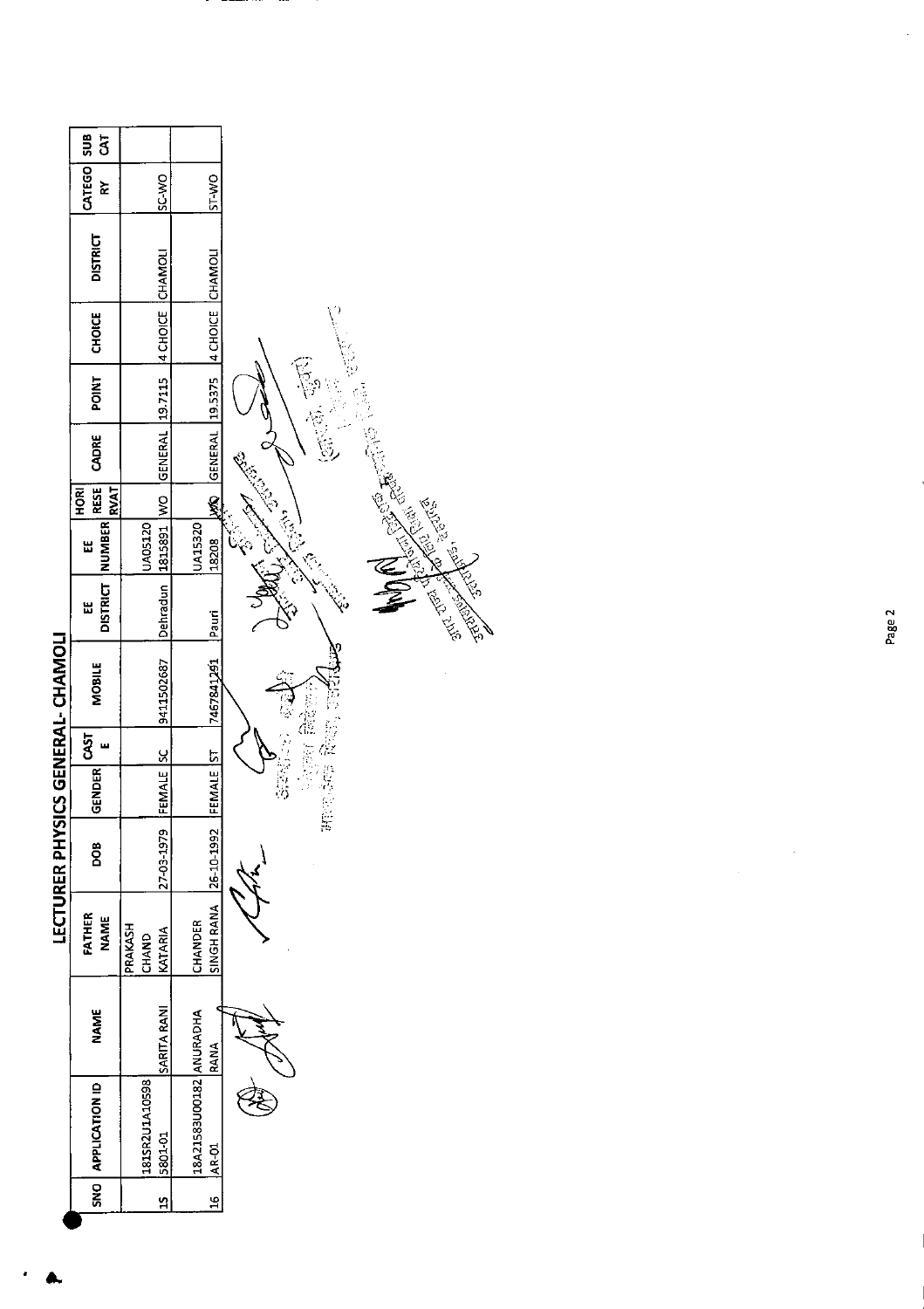# LECTURER PHYSICS GENERAL- CHAMOLI

| SNO | APPLICATION ID | NAME | FATHER NAME | DOB | GENDER | CASTE | MOBILE | EE DISTRICT | EE NUMBER | HORI RESERVAT | CADRE | POINT | CHOICE | DISTRICT | CATEGORY | SUB CAT |
|---|---|---|---|---|---|---|---|---|---|---|---|---|---|---|---|---|
| 15 | 181SR2U1A105985801-01 | SARITA RANI | PRAKASH CHAND KATARIA | 27-03-1979 | FEMALE | SC | 9411502687 | Dehradun | UA051201815891 | WO | GENERAL | 19.7115 | 4 CHOICE | CHAMOLI | SC-WO | |
| 16 | 18A21583U00182AR-01 | ANURADHA RANA | CHANDER SINGH RANA | 26-10-1992 | FEMALE | ST | 7467841291 | Pauri | UA1532018208 | WO | GENERAL | 19.5375 | 4 CHOICE | CHAMOLI | ST-WO | |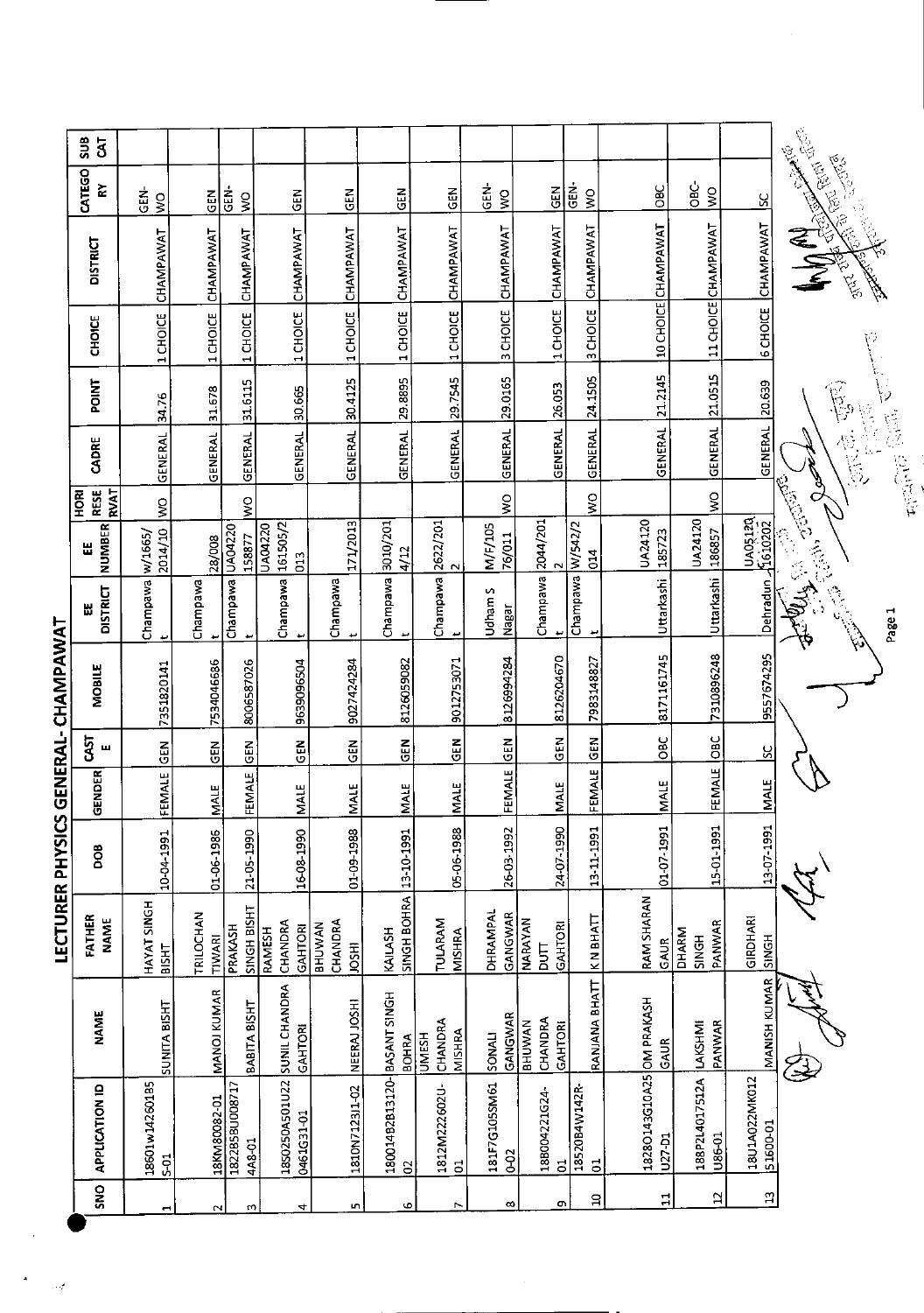# LECTURER PHYSICS GENERAL- CHAMPAWAT

| SNO | APPLICATION ID | NAME | FATHER NAME | DOB | GENDER | CASTE | MOBILE | EE DISTRICT | EE NUMBER | HORI RESE RVAT | CADRE | POINT | CHOICE | DISTRICT | CATEGORY | SUB CAT |
|---|---|---|---|---|---|---|---|---|---|---|---|---|---|---|---|---|
| 1 | 18601w14260185 5-01 | SUNITA BISHT | HAYAT SINGH BISHT | 10-04-1991 | FEMALE | GEN | 7351820141 | Champawat | w/1665/ 2014/10 | WO | GENERAL | 34.76 | 1 CHOICE | CHAMPAWAT | GEN-WO | |
| 2 | 18KM80082-01 | MANOJ KUMAR | TRILOCHAN TIWARI | 01-06-1986 | MALE | GEN | 7534046686 | Champawat | 28/008 | | GENERAL | 31.678 | 1 CHOICE | CHAMPAWAT | GEN | |
| 3 | 18228SBU008717 4A8-01 | BABITA BISHT | PRAKASH SINGH BISHT | 21-05-1990 | FEMALE | GEN | 8006587026 | Champawat | UA04220 158877 | WO | GENERAL | 31.6115 | 1 CHOICE | CHAMPAWAT | GEN-WO | |
| 4 | 1850250A501U22 0461G31-01 | SUNIL CHANDRA GAHTORI | RAMESH CHANDRA GAHTORI | 16-08-1990 | MALE | GEN | 9639096504 | Champawat | UA04220 161505/2 013 | | GENERAL | 30.665 | 1 CHOICE | CHAMPAWAT | GEN | |
| 5 | 1810N7123I1-02 | NEERAJ JOSHI | BHUWAN CHANDRA JOSHI | 01-09-1988 | MALE | GEN | 9027424284 | Champawat | 171/2013 | | GENERAL | 30.4125 | 1 CHOICE | CHAMPAWAT | GEN | |
| 6 | 18001482813120-02 | BASANT SINGH BOHRA | KAILASH SINGH BOHRA | 13-10-1991 | MALE | GEN | 8126059082 | Champawat | 3010/201 4/12 | | GENERAL | 29.8895 | 1 CHOICE | CHAMPAWAT | GEN | |
| 7 | 1812M222602U-01 | UMESH CHANDRA MISHRA | TULARAM MISHRA | 05-06-1988 | MALE | GEN | 9012753071 | Champawat | 2622/201 2 | | GENERAL | 29.7545 | 1 CHOICE | CHAMPAWAT | GEN | |
| 8 | 181F7G105SM61 0-02 | SONALI GANGWAR | DHRAMPAL GANGWAR | 26-03-1992 | FEMALE | GEN | 8126994284 | Udham S Nagar | M/F/105 76/011 | WO | GENERAL | 29.0165 | 3 CHOICE | CHAMPAWAT | GEN-WO | |
| 9 | 18B004221G24-01 | BHUWAN CHANDRA GAHTORI | NARAYAN DUTT GAHTORI | 24-07-1990 | MALE | GEN | 8126204670 | Champawat | 2044/201 2 | | GENERAL | 26.053 | 1 CHOICE | CHAMPAWAT | GEN | |
| 10 | 18520B4W142R-01 | RANJANA BHATT | K N BHATT | 13-11-1991 | FEMALE | GEN | 7983148827 | Champawat | W/542/2 014 | WO | GENERAL | 24.1505 | 3 CHOICE | CHAMPAWAT | GEN-WO | |
| 11 | 1828O143G10A25 U27-01 | OM PRAKASH GAUR | RAM SHARAN GAUR | 01-07-1991 | MALE | OBC | 8171161745 | Uttarkashi | UA24120 185723 | | GENERAL | 21.2145 | 10 CHOICE | CHAMPAWAT | OBC | |
| 12 | 188P14017512A U86-01 | LAKSHMI PANWAR | DHARM SINGH PANWAR | 15-01-1991 | FEMALE | OBC | 7310896248 | Uttarkashi | UA24120 186857 | WO | GENERAL | 21.0515 | 11 CHOICE | CHAMPAWAT | OBC-WO | |
| 13 | 18U1A022MK012 51600-01 | MANISH KUMAR | GIRDHARI SINGH | 13-07-1991 | MALE | SC | 9557674295 | Dehradun | UA05120 1610202 | | GENERAL | 20.639 | 6 CHOICE | CHAMPAWAT | SC | |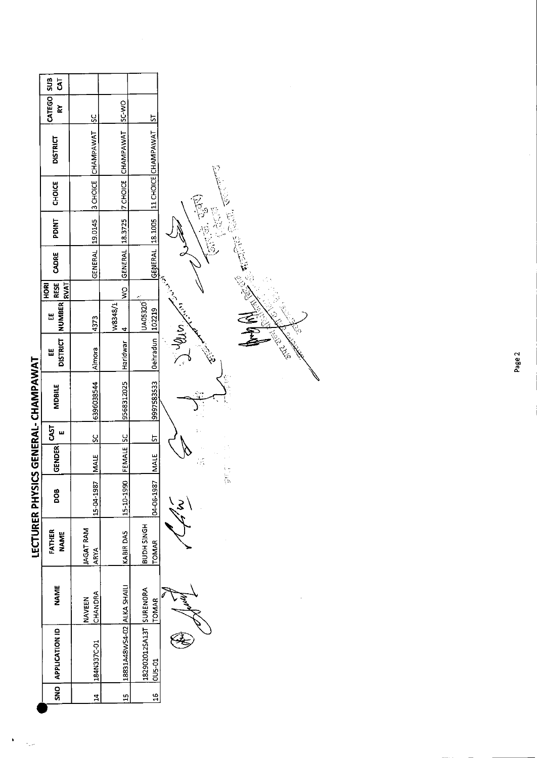# LECTURER PHYSICS GENERAL- CHAMPAWAT

| SNO | APPLICATION ID | NAME | FATHER NAME | DOB | GENDER | CASTE | MOBILE | EE DISTRICT | EE NUMBER | HORI RESERVAT | CADRE | PDINT | CHOICE | DISTRICT | CATEGORY | SUB CAT |
|---|---|---|---|---|---|---|---|---|---|---|---|---|---|---|---|---|
| 14 | 184N337C-01 | NAVEEN CHANDRA | JAGAT RAM ARYA | 15-04-1987 | MALE | SC | 6396038544 | Almora | 4373 | | GENERAL | 19.0145 | 3 CHOICE | CHAMPAWAT | SC | |
| 15 | 18831A48WS4-02 | ALKA SHAILI | KABIR DAS | 15-10-1990 | FEMALE | SC | 9568312025 | Haridwar | W8348/14 | WO | GENERAL | 18.3725 | 7 CHOICE | CHAMPAWAT | SC-WO | |
| 16 | 182902012SA13T0U5-01 | SURENDRA TOMAR | BUDH SINGH TOMAR | 04-06-1987 | MALE | ST | 9997583533 | Dehradun | UA05320102219 | | GENERAL | 18.1005 | 11 CHOICE | CHAMPAWAT | ST | |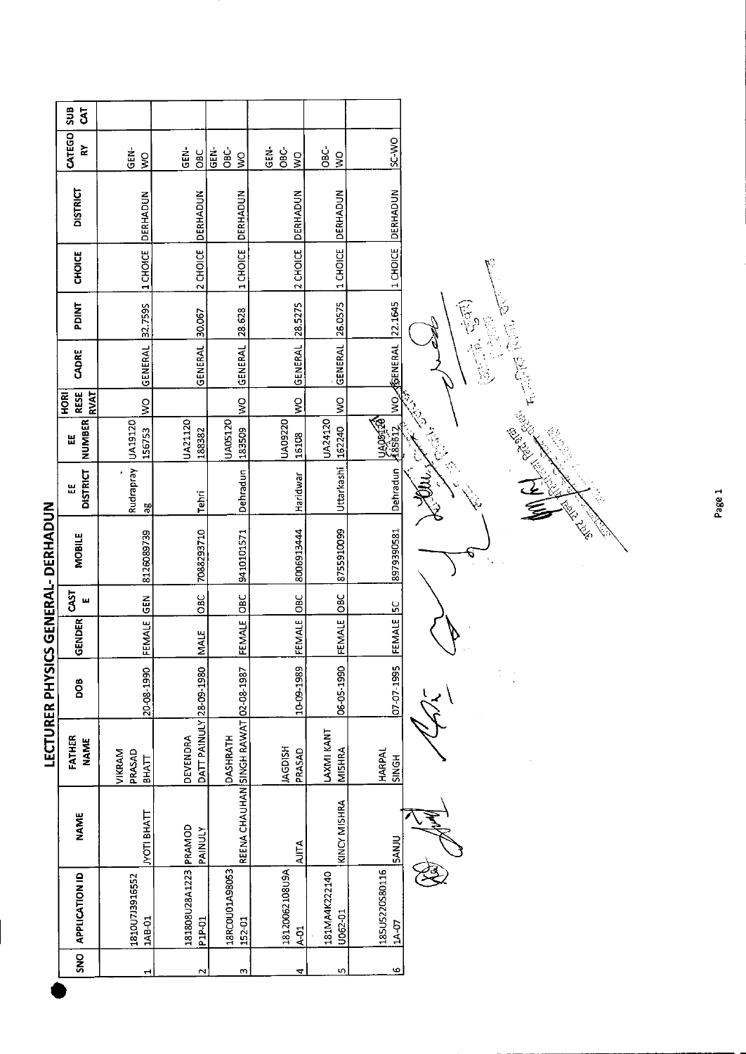# LECTURER PHYSICS GENERAL- DERHADUN

| SNO | APPLICATION ID | NAME | FATHER NAME | DOB | GENDER | CASTE | MOBILE | EE DISTRICT | EE NUMBER | HORI RESERVAT | CADRE | PDINT | CHOICE | DISTRICT | CATEGORY | SUB CAT |
|---|---|---|---|---|---|---|---|---|---|---|---|---|---|---|---|---|
| 1 | 1810U7J3916552 1AB-01 | JYOTI BHATT | VIKRAM PRASAD BHATT | 20-08-1990 | FEMALE | GEN | 8126089739 | Rudraprayag | UA19120 156753 | WO | GENERAL | 32.7595 | 1 CHOICE | DERHADUN | GEN-WO | |
| 2 | 181808U28A1223 P1P-01 | PRAMOD PAINULY | DEVENDRA DATT PAINULY | 28-09-1980 | MALE | OBC | 7088293710 | Tehri | UA21120 188382 | | GENERAL | 30.067 | 2 CHOICE | DERHADUN | GEN-OBC | |
| 3 | 18RC0U01A98053 152-01 | REENA CHAUHAN | DASHRATH SINGH RAWAT | 02-08-1987 | FEMALE | OBC | 9410101571 | Dehradun | UA05120 183509 | WO | GENERAL | 28.628 | 1 CHOICE | DERHADUN | GEN-OBC-WO | |
| 4 | 18120062108U9A A-01 | AJITA | JAGDISH PRASAD | 10-09-1989 | FEMALE | OBC | 8006913444 | Haridwar | UA09220 16108 | WO | GENERAL | 28.5275 | 2 CHOICE | DERHADUN | GEN-OBC-WO | |
| 5 | 181MA4K222140 U062-01 | KINCY MISHRA | LAXMI KANT MISHRA | 06-05-1990 | FEMALE | OBC | 8755910099 | Uttarkashi | UA24120 162240 | WO | GENERAL | 26.0575 | 1 CHOICE | DERHADUN | OBC-WO | |
| 6 | 185U5220S80116 1A-07 | SANJU | HARPAL SINGH | 07-07-1995 | FEMALE | SC | 8979390581 | Dehradun | UA05120 185612 | WO | GENERAL | 22.1645 | 1 CHOICE | DERHADUN | SC-WO | |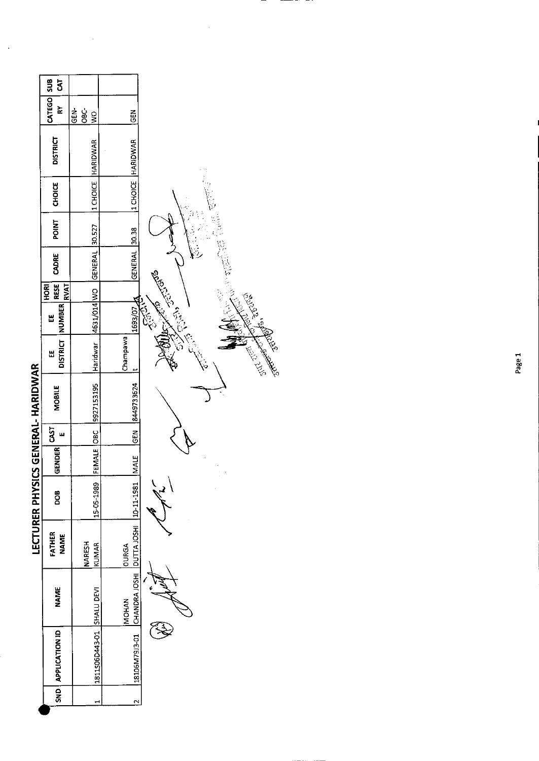# LECTURER PHYSICS GENERAL- HARIDWAR

| SNO | APPLICATION ID | NAME | FATHER NAME | DOB | GENDER | CASTE | MOBILE | EE DISTRICT | EE NUMBER | HORI RESERVAT | CADRE | POINT | CHOICE | DISTRICT | CATEGORY | SUB CAT |
|---|---|---|---|---|---|---|---|---|---|---|---|---|---|---|---|---|
| 1 | 1811506D443-01 | SHALU DEVI | NARESH KUMAR | 15-05-1989 | FEMALE | OBC | 9927153195 | Haridwar | 4631/014 | WO | GENERAL | 30.527 | 1 CHOICE | HARIDWAR | GEN-OBC-WO | |
| 2 | 18106M7913-01 | MOHAN CHANDRA JOSHI | DURGA DUTTA JOSHI | 10-11-1981 | MALE | GEN | 8449733624 | Champawat | 1693/07 | | GENERAL | 30.38 | 1 CHOICE | HARIDWAR | GEN | |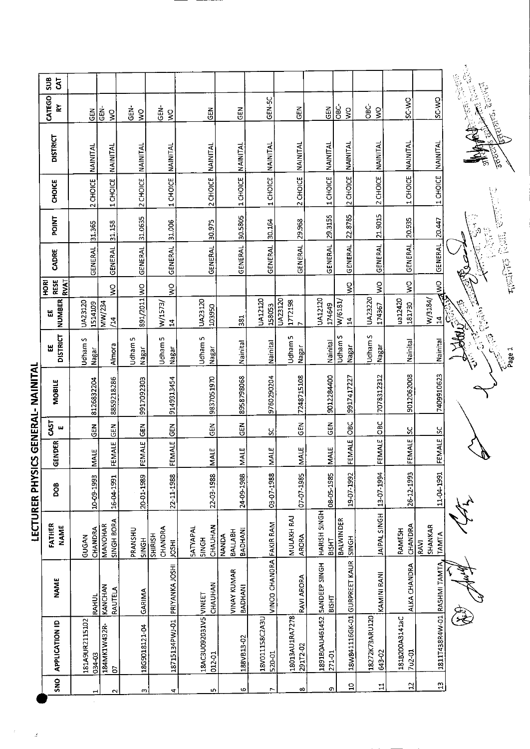# LECTURER PHYSICS GENERAL- NAINITAL

| SNO | APPLICATION ID | NAME | FATHER NAME | DOB | GENDER | CASTE | MOBILE | EE DISTRICT | EE NUMBER | HORI RESERVAT | CADRE | POINT | CHOICE | DISTRICT | CATEGORY | SUB CAT |
|---|---|---|---|---|---|---|---|---|---|---|---|---|---|---|---|---|
| 1 | 181A9UR2115102 034-03 | RAHUL | GUGAN CHANDRA | 10-09-1993 | MALE | GEN | 8126832204 | Udham S Nagar | UA23120 1514109 | | GENERAL | 31.365 | 2 CHOICE | NAINITAL | GEN | |
| 2 | 184MK1W432R-07 | KANCHAN RAUTELA | MANOHAR SINGH BORA | 16-04-1991 | FEMALE | GEN | 8859218286 | Almora | MW/234/14 | WO | GENERAL | 31.158 | 1 CHOICE | NAINITAL | GEN-WO | |
| 3 | 18G9018121-04 | GARIMA | PRANSHU SINGH | 20-01-1989 | FEMALE | GEN | 9917092303 | Udham S Nagar | 891/2011 | WO | GENERAL | 31.0635 | 2 CHOICE | NAINITAL | GEN-WO | |
| 4 | 1871S134PWJ-01 | PRIYANKA JOSHI | SHIRISH CHANDRA JOSHI | 22-11-1988 | FEMALE | GEN | 9149313454 | Udham S Nagar | W/1573/14 | WO | GENERAL | 31.006 | 1 CHOICE | NAINITAL | GEN-WO | |
| 5 | 18AC3U092031V5 012-01 | VINEET CHAUHAN | SATYAPAL SINGH CHAUHAN | 22-03-1988 | MALE | GEN | 9837051970 | Udham S Nagar | UA23120 103950 | | GENERAL | 30.975 | 2 CHOICE | NAINITAL | GEN | |
| 6 | 188VB13-02 | VINAY KUMAR BADHANI | NANDA BALLABH BADHANI | 24-09-1988 | MALE | GEN | 8958798068 | Nainital | 381 | | GENERAL | 30.5805 | 1 CHOICE | NAINITAL | GEN | |
| 7 | 18V01115BC2A3U 520-01 | VINOD CHANDRA | FAKIR RAM | 03-07-1988 | MALE | SC | 9760290204 | Nainital | UA12120 158053 | | GENERAL | 30.164 | 1 CHOICE | NAINITAL | GEN-SC | |
| 8 | 18013AU1RA7278 29172-02 | RAVI ARORA | MULAKH RAJ ARORA | 07-07-1985 | MALE | GEN | 7248715108 | Udham S Nagar | UA23120 1772198 7 | | GENERAL | 29.968 | 2 CHOICE | NAINITAL | GEN | |
| 9 | 1891B0AU461452 271-01 | SANDEEP SINGH BISHT | HARISH SINGH BISHT | 08-05-1985 | MALE | GEN | 9012284400 | Nainital | UA12120 174649 | | GENERAL | 29.3155 | 1 CHOICE | NAINITAL | GEN | |
| 10 | 18W841116GK-01 | GURPREET KAUR | BALWINDER SINGH | 19-07-1992 | FEMALE | OBC | 9917417227 | Udham S Nagar | W/6181/14 | WO | GENERAL | 22.8785 | 2 CHOICE | NAINITAL | OBC-WO | |
| 11 | 18272K73ARU120 643-02 | KAMINI RANI | JAIPAL SINGH | 13-07-1994 | FEMALE | OBC | 7078312312 | Udham S Nagar | UA23220 174367 | WO | GENERAL | 21.9015 | 2 CHOICE | NAINITAL | OBC-WO | |
| 12 | 181B200A3141aC 7u2-01 | ALKA CHANDRA | RAMESH CHANDRA | 26-12-1993 | FEMALE | SC | 9012062008 | Nainital | ua12420 181730 | WO | GENERAL | 20.935 | 1 CHOICE | NAINITAL | SC-WO | |
| 13 | 1811T43BR4W-01 | RASHMI TAMTA | RAVI SHANKAR TAMTA | 11-04-1991 | FEMALE | SC | 7409910623 | Nainital | W/3184/14 | WO | GENERAL | 20.447 | 1 CHOICE | NAINITAL | SC-WO | |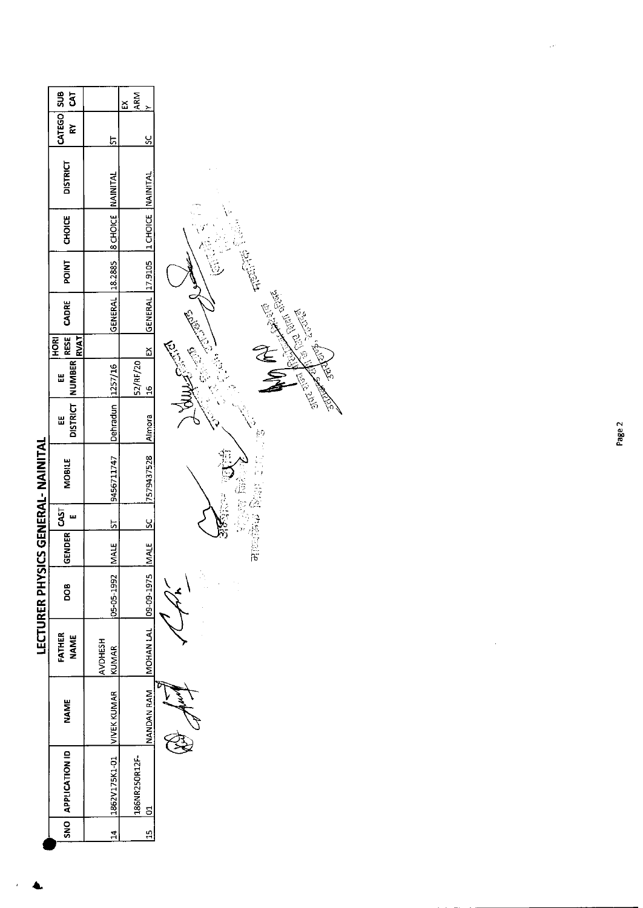# LECTURER PHYSICS GENERAL- NAINITAL

| SNO | APPLICATION ID | NAME | FATHER NAME | DOB | GENDER | CASTE | MOBILE | EE DISTRICT | EE NUMBER | HORI RESERVAT | CADRE | POINT | CHOICE | DISTRICT | CATEGORY | SUB CAT |
|---|---|---|---|---|---|---|---|---|---|---|---|---|---|---|---|---|
| 14 | 1862V175K1-01 | VIVEK KUMAR | AVDHESH KUMAR | 05-05-1992 | MALE | ST | 9456711747 | Dehradun | 1257/16 | | GENERAL | 18.2885 | 8 CHOICE | NAINITAL | ST | |
| 15 | 186NR250R12F-01 | NANDAN RAM | MOHAN LAL | 09-09-1975 | MALE | SC | 7579437528 | Almora | 52/RF/2016 | EX | GENERAL | 17.9105 | 1 CHOICE | NAINITAL | SC | EX ARMY |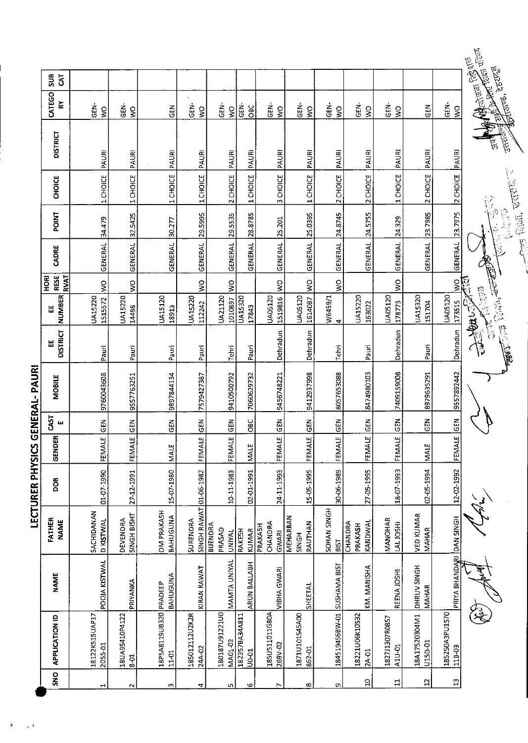# LECTURER PHYSICS GENERAL- PAURI

| SNO | APPLICATION ID | NAME | FATHER NAME | DOB | GENDER | CASTE | MOBILE | EE DISTRICT | EE NUMBER | HORI RESERVAT | CADRE | POINT | CHOICE | DISTRICT | CATEGORY | SUB CAT |
|---|---|---|---|---|---|---|---|---|---|---|---|---|---|---|---|---|
| 1 | 18122K515UAP172055-01 | POOJA KISTWAL | SACHIDANAND KISTWAL | 01-07-1990 | FEMALE | GEN | 9760043608 | Pauri | UA152201515572 | WO | GENERAL | 34.479 | 1 CHOICE | PAURI | GEN-WO | |
| 2 | 18UA95410P41228-01 | PRIYANKA | DEVENDRA SINGH BISHT | 27-12-1991 | FEMALE | GEN | 9557763251 | Pauri | UA1522014498 | WO | GENERAL | 32.5425 | 1 CHOICE | PAURI | GEN-WO | |
| 3 | 18P5A8119UB32011-01 | PRADEEP BAHUGUNA | OM PRAKASH BAHUGUNA | 15-07-1980 | MALE | GEN | 9897844134 | Pauri | UA1512018913 | | GENERAL | 30.277 | 1 CHOICE | PAURI | GEN | |
| 4 | 185012112U2K2R24A-02 | KIRAN RAWAT | SURENDRA SINGH RAWAT | 01-06-1982 | FEMALE | GEN | 7579427387 | Pauri | UA15220112242 | WO | GENERAL | 29.5995 | 1 CHOICE | PAURI | GEN-WO | |
| 5 | 180187U91221U0MA01-02 | MAMTA UNIYAL | BIJENDRA PRASAD UNIYAL | 10-11-1983 | FEMALE | GEN | 9410500792 | Tehri | UA211201010897 | WO | GENERAL | 29.5535 | 2 CHOICE | PAURI | GEN-WO | |
| 6 | 182357BA34A811U0-01 | ARUN BALLABH | RAKESH KUMAR | 02-01-1991 | MALE | OBC | 7060629732 | Pauri | UA1532017843 | | GENERAL | 28.8785 | 1 CHOICE | PAURI | GEN-OBC | |
| 7 | 185U51101IG80A269V-02 | VIBHA GWARI | PRAKASH CHANDRA GWARI | 24-11-1993 | FEMALE | GEN | 9456748221 | Dehradun | UA051201519816 | WO | GENERAL | 25.201 | 3 CHOICE | PAURI | GEN-WO | |
| 8 | 1871U101S45A00862-01 | SHEETAL | MEHARBAN SINGH RAUTHAN | 15-05-1995 | FEMALE | GEN | 9412937998 | Dehradun | UA051201614087 | WO | GENERAL | 25.0395 | 1 CHOICE | PAURI | GEN-WO | |
| 9 | 184519456BW-01 | SUSHAMA BIST | SOHAN SINGH BIST | 30-06-1989 | FEMALE | GEN | 8057653088 | Tehri | W6459/14 | WO | GENERAL | 24.8745 | 2 CHOICE | PAURI | GEN-WO | |
| 10 | 18221U06K105322A-01 | KM. MANISHA | CHANDRA PRAKASH KANDWAL | 27-05-1995 | FEMALE | GEN | 8474980103 | Pauri | UA15220163022 | | GENERAL | 24.5755 | 2 CHOICE | PAURI | GEN-WO | |
| 11 | 1827J1307R0857A1U-01 | REENA JOSHI | MANOHAR LAL JOSHI | 18-07-1993 | FEMALE | GEN | 7409159008 | Dehradun | UA05120178773 | WO | GENERAL | 24.329 | 1 CHOICE | PAURI | GEN-WO | |
| 12 | 18A1752030M1U15D-01 | DHRUV SINGH MAHAR | VED KUMAR MAHAR | 02-05-1994 | MALE | GEN | 8979635291 | Pauri | UA15320151704 | | GENERAL | 23.7985 | 2 CHOICE | PAURI | GEN | |
| 13 | 185250A3PU157011B-03 | PRIYA BHANDARI | DAN SINGH | 12-02-1992 | FEMALE | GEN | 9557892442 | Dehradun | UA05120173515 | WO | GENERAL | 23.7975 | 2 CHOICE | PAURI | GEN-WO | |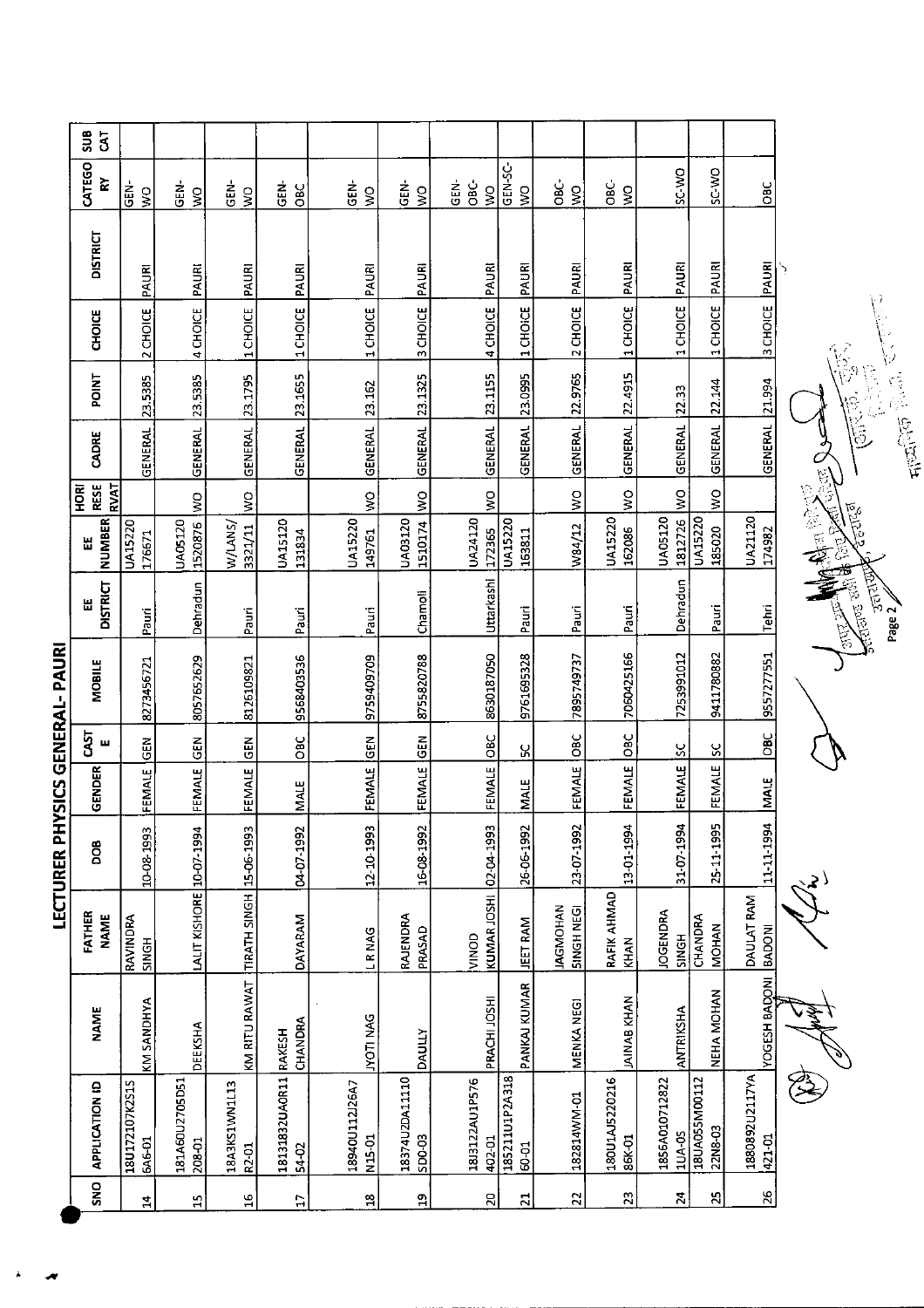# LECTURER PHYSICS GENERAL- PAURI

| SNO | APPLICATION ID | NAME | FATHER NAME | DOB | GENDER | CASTE | MOBILE | EE DISTRICT | EE NUMBER | HORI RESERVAT | CADRE | POINT | CHOICE | DISTRICT | CATEGORY | SUB CAT |
|---|---|---|---|---|---|---|---|---|---|---|---|---|---|---|---|---|
| 14 | 18U172107K2515 6A6-01 | KM SANDHYA | RAVINDRA SINGH | 10-08-1993 | FEMALE | GEN | 8273456721 | Pauri | UA15220 176671 | | GENERAL | 23.5385 | 2 CHOICE | PAURI | GEN-WO | |
| 15 | 181A60U2705D51 208-01 | DEEKSHA | LALIT KISHORE | 10-07-1994 | FEMALE | GEN | 8057652629 | Dehradun | UA05120 1520876 | WO | GENERAL | 23.5385 | 4 CHOICE | PAURI | GEN-WO | |
| 16 | 18A3K51WN1L13 R2-01 | KM RITU RAWAT | TIRATH SINGH | 15-06-1993 | FEMALE | GEN | 8126109821 | Pauri | W/LANS/ 3321/11 | WO | GENERAL | 23.1795 | 1 CHOICE | PAURI | GEN-WO | |
| 17 | 18131832UA0R11 54-02 | RAKESH CHANDRA | DAYARAM | 04-07-1992 | MALE | OBC | 9568403536 | Pauri | UA15120 131834 | | GENERAL | 23.1655 | 1 CHOICE | PAURI | GEN-OBC | |
| 18 | 18940U112J26A7 N15-01 | JYOTI NAG | L R NAG | 12-10-1993 | FEMALE | GEN | 9759409709 | Pauri | UA15220 149761 | WO | GENERAL | 23.162 | 1 CHOICE | PAURI | GEN-WO | |
| 19 | 18374U2DA11110 SD0-03 | DAULLY | RAJENDRA PRASAD | 16-08-1992 | FEMALE | GEN | 8755820788 | Chamoli | UA03120 1510174 | WO | GENERAL | 23.1325 | 3 CHOICE | PAURI | GEN-WO | |
| 20 | 18J3122AU1P576 402-01 | PRACHI JOSHI | VINOD KUMAR JOSHI | 02-04-1993 | FEMALE | OBC | 8630187050 | Uttarkashi | UA24120 172365 | WO | GENERAL | 23.1155 | 4 CHOICE | PAURI | GEN-OBC-WO | |
| 21 | 185211U1P2A318 60-01 | PANKAJ KUMAR | JEET RAM | 26-06-1992 | MALE | SC | 9761695328 | Pauri | UA15220 163811 | | GENERAL | 23.0995 | 1 CHOICE | PAURI | GEN-SC-WO | |
| 22 | 182814WM-01 | MENKA NEGI | JAGMOHAN SINGH NEGI | 23-07-1992 | FEMALE | OBC | 7895749737 | Pauri | W84/12 | WO | GENERAL | 22.9765 | 2 CHOICE | PAURI | OBC-WO | |
| 23 | 180U1AJ5220216 86K-01 | JAINAB KHAN | RAFIK AHMAD KHAN | 13-01-1994 | FEMALE | OBC | 7060425166 | Pauri | UA15220 162086 | WO | GENERAL | 22.4915 | 1 CHOICE | PAURI | OBC-WO | |
| 24 | 1856A010712822 1UA-05 | ANTRIKSHA | JOGENDRA SINGH | 31-07-1994 | FEMALE | SC | 7253991012 | Dehradun | UA05120 1812726 | WO | GENERAL | 22.33 | 1 CHOICE | PAURI | SC-WO | |
| 25 | 18UA055M00112 22N8-03 | NEHA MOHAN | CHANDRA MOHAN | 25-11-1995 | FEMALE | SC | 9411780882 | Pauri | UA15220 185020 | WO | GENERAL | 22.144 | 1 CHOICE | PAURI | SC-WO | |
| 26 | 1880892U2117YA 421-01 | YOGESH BADONI | DAULAT RAM BADONI | 11-11-1994 | MALE | OBC | 9557277551 | Tehri | UA21120 174982 | | GENERAL | 21.994 | 3 CHOICE | PAURI | OBC | |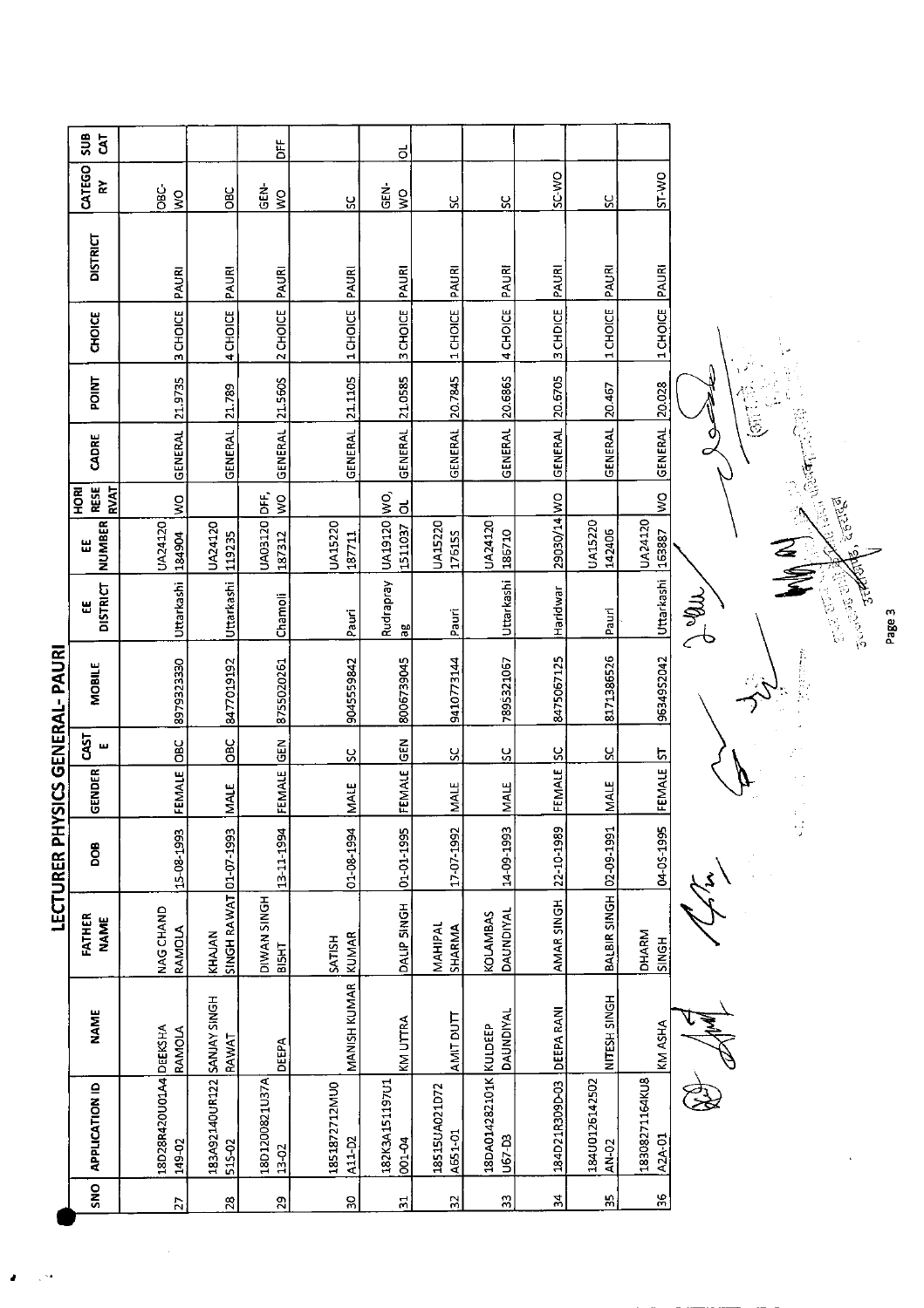# LECTURER PHYSICS GENERAL- PAURI

| SNO | APPLICATION ID | NAME | FATHER NAME | DOB | GENDER | CASTE | MOBILE | EE DISTRICT | EE NUMBER | HORI RESERVAT | CADRE | POINT | CHOICE | DISTRICT | CATEGORY | SUB CAT |
|---|---|---|---|---|---|---|---|---|---|---|---|---|---|---|---|---|
| 27 | 18D28R420U01A4149-02 | DEEKSHA RAMOLA | NAG CHAND RAMOLA | 15-08-1993 | FEMALE | OBC | 8979323330 | Uttarkashi | UA24120184904 | WO | GENERAL | 21.9735 | 3 CHOICE | PAURI | OBC-WO | |
| 28 | 183A92140UR122515-02 | SANJAY SINGH RAWAT | KHAJAN SINGH RAWAT | 01-07-1993 | MALE | OBC | 8477019192 | Uttarkashi | UA24120119235 | | GENERAL | 21.789 | 4 CHOICE | PAURI | OBC | |
| 29 | 18D1200821U37A13-02 | DEEPA | DIWAN SINGH BISHT | 13-11-1994 | FEMALE | GEN | 8755020261 | Chamoli | UA03120187312 | DFF, WO | GENERAL | 21.5605 | 2 CHOICE | PAURI | GEN-WO | DFF |
| 30 | 1851872712MU0A11-02 | MANISH KUMAR | SATISH KUMAR | 01-08-1994 | MALE | SC | 9045559842 | Pauri | UA15220187711 | | GENERAL | 21.1105 | 1 CHOICE | PAURI | SC | |
| 31 | 182K3A151197U1001-04 | KM UTTRA | DALIP SINGH | 01-01-1995 | FEMALE | GEN | 8006739045 | Rudraprayag | UA19120 1511037 | WO, OL | GENERAL | 21.0585 | 3 CHOICE | PAURI | GEN-WO | OL |
| 32 | 18515UA021D72A651-01 | AMIT DUTT | MAHIPAL SHARMA | 17-07-1992 | MALE | SC | 9410773144 | Pauri | UA15220176155 | | GENERAL | 20.7845 | 1 CHOICE | PAURI | SC | |
| 33 | 18DA014282101KU67-03 | KULDEEP DAUNDIYAL | KOLAMBAS DAUNDIYAL | 14-09-1993 | MALE | SC | 7895321067 | Uttarkashi | UA24120186710 | | GENERAL | 20.6865 | 4 CHOICE | PAURI | SC | |
| 34 | 184D21R309D-03 | DEEPA RANI | AMAR SINGH | 22-10-1989 | FEMALE | SC | 8475067125 | Haridwar | 29030/14 | WO | GENERAL | 20.6705 | 3 CHOICE | PAURI | SC-WO | |
| 35 | 184U0126142502AN-02 | NITESH SINGH | BALBIR SINGH | 02-09-1991 | MALE | SC | 8171386526 | Pauri | UA15220142406 | | GENERAL | 20.467 | 1 CHOICE | PAURI | SC | |
| 36 | 18308271164KU8A2A-01 | KM ASHA | DHARM SINGH | 04-05-1995 | FEMALE | ST | 9634952042 | Uttarkashi | UA24120163887 | WO | GENERAL | 20.028 | 1 CHOICE | PAURI | ST-WO | |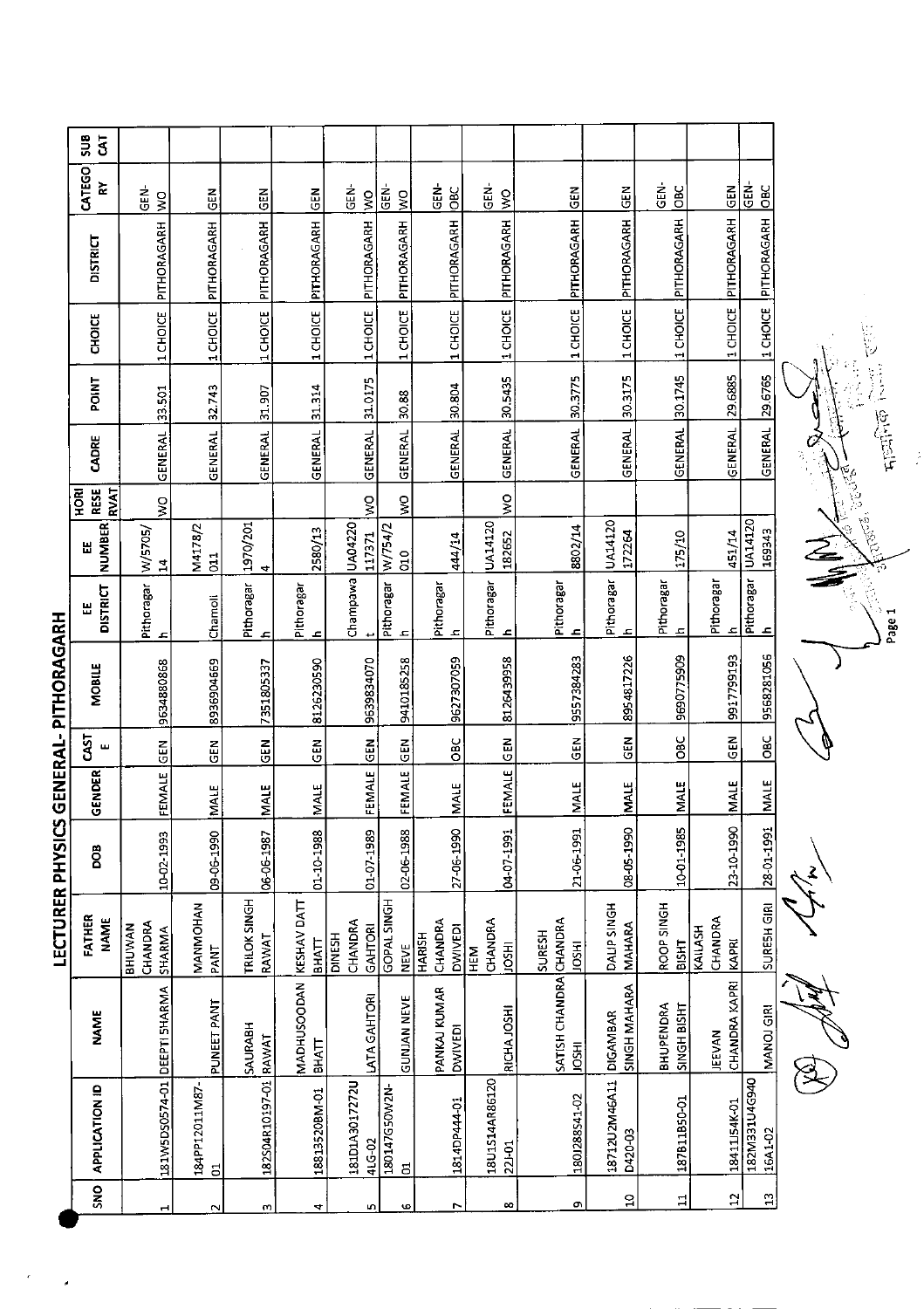# LECTURER PHYSICS GENERAL- PITHORAGARH

| SNO | APPLICATION ID | NAME | FATHER NAME | DOB | GENDER | CASTE | MOBILE | EE DISTRICT | EE NUMBER | HORI RESERVAT | CADRE | POINT | CHOICE | DISTRICT | CATEGORY | SUB CAT |
|---|---|---|---|---|---|---|---|---|---|---|---|---|---|---|---|---|
| 1 | 181W5D5057 4-01 | DEEPTI SHARMA | BHUWAN CHANDRA SHARMA | 10-02-1993 | FEMALE | GEN | 9634880868 | Pithoragarh | W/5705/14 | WO | GENERAL | 33.501 | 1 CHOICE | PITHORAGARH | GEN-WO | |
| 2 | 184PP12011M87-01 | PUNEET PANT | MANMOHAN PANT | 09-06-1990 | MALE | GEN | 8936904669 | Chamoli | M4178/2011 | | GENERAL | 32.743 | 1 CHOICE | PITHORAGARH | GEN | |
| 3 | 182S04R10197-01 | SAURABH RAWAT | TRILOK SINGH RAWAT | 06-06-1987 | MALE | GEN | 7351805337 | Pithoragarh | 1970/2014 | | GENERAL | 31.907 | 1 CHOICE | PITHORAGARH | GEN | |
| 4 | 18813520BM-01 | MADHUSOODAN BHATT | KESHAV DATT BHATT | 01-10-1988 | MALE | GEN | 8126230590 | Pithoragarh | 2580/13 | | GENERAL | 31.314 | 1 CHOICE | PITHORAGARH | GEN | |
| 5 | 181D1A3017272U4LG-02 | LATA GAHTORI | DINESH CHANDRA GAHTORI | 01-07-1989 | FEMALE | GEN | 9639834070 | Champawat | UA04220117371 | WO | GENERAL | 31.0175 | 1 CHOICE | PITHORAGARH | GEN-WO | |
| 6 | 180147G50W2N-01 | GUNJAN NEVE | GOPAL SINGH NEVE | 02-06-1988 | FEMALE | GEN | 9410185258 | Pithoragarh | W/754/2010 | WO | GENERAL | 30.88 | 1 CHOICE | PITHORAGARH | GEN-WO | |
| 7 | 1814DP444-01 | PANKAJ KUMAR DWIVEDI | HARISH CHANDRA DWIVEDI | 27-06-1990 | MALE | OBC | 9627307059 | Pithoragarh | 444/14 | | GENERAL | 30.804 | 1 CHOICE | PITHORAGARH | GEN-OBC | |
| 8 | 18U1514AR86120 22J-01 | RICHA JOSHI | HEM CHANDRA JOSHI | 04-07-1991 | FEMALE | GEN | 8126439958 | Pithoragarh | UA14120182652 | WO | GENERAL | 30.5435 | 1 CHOICE | PITHORAGARH | GEN-WO | |
| 9 | 180J288S41-02 | SATISH CHANDRA JOSHI | SURESH CHANDRA JOSHI | 21-06-1991 | MALE | GEN | 9557384283 | Pithoragarh | 8802/14 | | GENERAL | 30.3775 | 1 CHOICE | PITHORAGARH | GEN | |
| 10 | 18712U2M46A11D420-03 | DIGAMBAR SINGH MAHARA | DALIP SINGH MAHARA | 08-05-1990 | MALE | GEN | 8954817226 | Pithoragarh | UA14120172264 | | GENERAL | 30.3175 | 1 CHOICE | PITHORAGARH | GEN | |
| 11 | 187B11B50-01 | BHUPENDRA SINGH BISHT | ROOP SINGH BISHT | 10-01-1985 | MALE | OBC | 9690775909 | Pithoragarh | 175/10 | | GENERAL | 30.1745 | 1 CHOICE | PITHORAGARH | GEN-OBC | |
| 12 | 18411I54K-01 | JEEVAN CHANDRA KAPRI | KAILASH CHANDRA KAPRI | 23-10-1990 | MALE | GEN | 9917799193 | Pithoragarh | 451/14 | | GENERAL | 29.6885 | 1 CHOICE | PITHORAGARH | GEN | |
| 13 | 182M331U4G940 16A1-02 | MANOJ GIRI | SURESH GIRI | 28-01-1991 | MALE | OBC | 9568281056 | Pithoragarh | UA14120169343 | | GENERAL | 29.6765 | 1 CHOICE | PITHORAGARH | GEN-OBC | |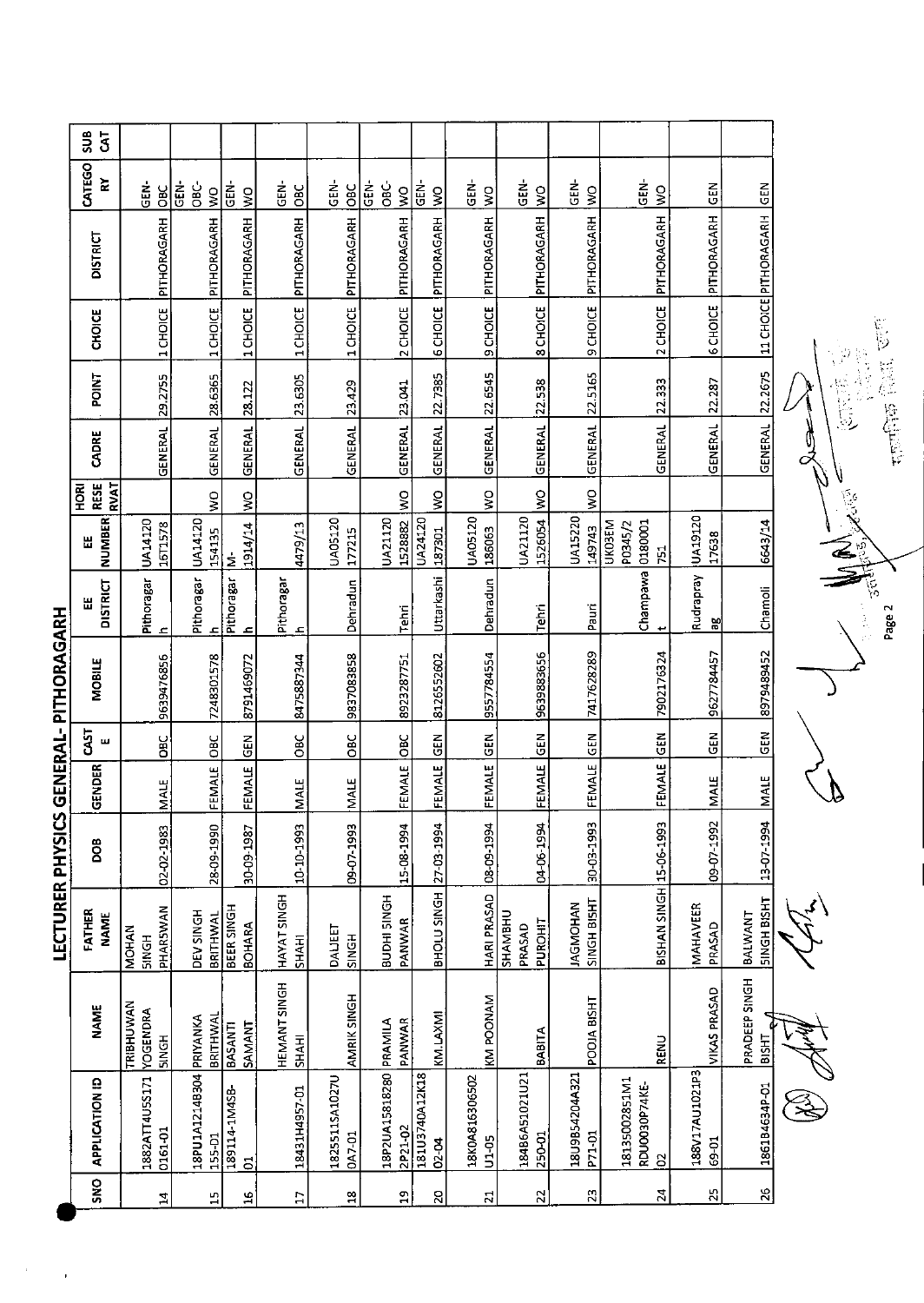# LECTURER PHYSICS GENERAL- PITHORAGARH

| SNO | APPLICATION ID | NAME | FATHER NAME | DOB | GENDER | CASTE | MOBILE | EE DISTRICT | EE NUMBER | HORI RESERVAT | CADRE | POINT | CHOICE | DISTRICT | CATEGORY | SUB CAT |
|---|---|---|---|---|---|---|---|---|---|---|---|---|---|---|---|---|
| 14 | 1882ATT4U5S171 0161-01 | TRIBHUWAN YOGENDRA SINGH | MOHAN SINGH PHARSWAN | 02-02-1983 | MALE | OBC | 9639476856 | Pithoragarh | UA14120 16T1578 | | GENERAL | 29.2755 | 1 CHOICE | PITHORAGARH | GEN-OBC | |
| 15 | 18PU1A1214B304 155-01 | PRIYANKA BRITHWAL | DEV SINGH BRITHWAL | 28-09-1990 | FEMALE | OBC | 7248301578 | Pithoragarh | UA14120 154135 | WO | GENERAL | 28.6365 | 1 CHOICE | PITHORAGARH | GEN-OBC-WO | |
| 16 | 189114-1M4SB-01 | BASANTI SAMANT | BEER SINGH BOHARA | 30-09-1987 | FEMALE | GEN | 8791469072 | Pithoragarh | M-1914/14 | WO | GENERAL | 28.122 | 1 CHOICE | PITHORAGARH | GEN-WO | |
| 17 | 18431H4957-01 | HEMANT SINGH SHAHI | HAYAT SINGH SHAHI | 10-10-1993 | MALE | OBC | 8475887344 | Pithoragarh | 4479/13 | | GENERAL | 23.6305 | 1 CHOICE | PITHORAGARH | GEN-OBC | |
| 18 | 1825511SA1027U 0A7-01 | AMRIK SINGH | DALJEET SINGH | 09-07-1993 | MALE | OBC | 9837083858 | Dehradun | UA05120 177215 | | GENERAL | 23.429 | 1 CHOICE | PITHORAGARH | GEN-OBC | |
| 19 | 18P2UA15818280 2P21-02 | PRAMILA PANWAR | BUDHI SINGH PANWAR | 15-08-1994 | FEMALE | OBC | 8923287751 | Tehri | UA21120 1528882 | WO | GENERAL | 23.041 | 2 CHOICE | PITHORAGARH | GEN-OBC-WO | |
| 20 | 181U3740A12K18 02-04 | KM.LAXMI | BHOLU SINGH | 27-03-1994 | FEMALE | GEN | 8126552602 | Uttarkashi | UA24120 187301 | WO | GENERAL | 22.7385 | 6 CHOICE | PITHORAGARH | GEN-WO | |
| 21 | 18K0A816306502 U1-05 | KM POONAM | HARI PRASAD | 08-09-1994 | FEMALE | GEN | 9557784554 | Dehradun | UA05120 186063 | WO | GENERAL | 22.6545 | 9 CHOICE | PITHORAGARH | GEN-WO | |
| 22 | 184B6A51021U21 250-01 | BABITA | SHAMBHU PRASAD PUROHIT | 04-06-1994 | FEMALE | GEN | 9639883656 | Tehri | UA21120 1526054 | WO | GENERAL | 22.538 | 8 CHOICE | PITHORAGARH | GEN-WO | |
| 23 | 18U9B54204A321 P71-01 | POOJA BISHT | JAGMOHAN SINGH BISHT | 30-03-1993 | FEMALE | GEN | 7417628289 | Pauri | UA15220 149743 | WO | GENERAL | 22.5165 | 9 CHOICE | PITHORAGARH | GEN-WO | |
| 24 | 18135002851M1 RDU0030P74KE-02 | RENU | BISHAN SINGH | 15-06-1993 | FEMALE | GEN | 7902176324 | Champawat | UK03EM P0345/2 0180001 751 | | GENERAL | 22.333 | 2 CHOICE | PITHORAGARH | GEN-WO | |
| 25 | 188V17AU1021P3 69-01 | VIKAS PRASAD | MAHAVEER PRASAD | 09-07-1992 | MALE | GEN | 9627784457 | Rudraprayag | UA19120 17638 | | GENERAL | 22.287 | 6 CHOICE | PITHORAGARH | GEN | |
| 26 | 1861B4634P-01 | PRADEEP SINGH BISHT | BALWANT SINGH BISHT | 13-07-1994 | MALE | GEN | 8979489452 | Chamoli | 6643/14 | | GENERAL | 22.2675 | 11 CHOICE | PITHORAGARH | GEN | |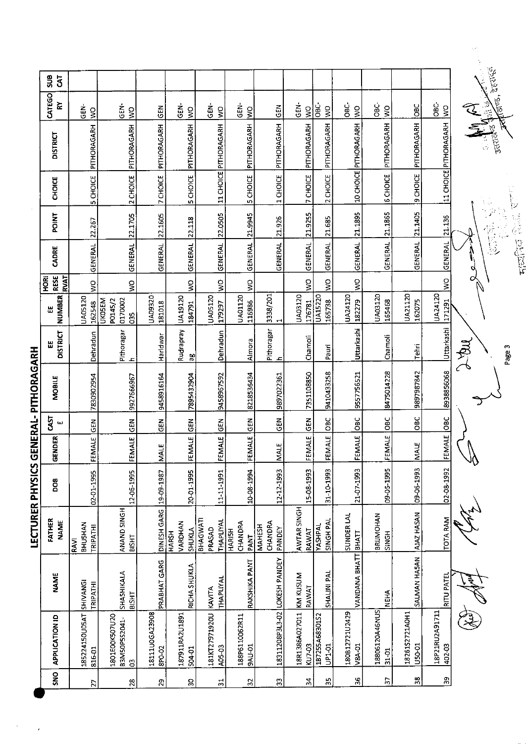# LECTURER PHYSICS GENERAL- PITHORAGARH

| SNO | APPLICATION ID | NAME | FATHER NAME | DOB | GENDER | CASTE | MOBILE | EE DISTRICT | EE NUMBER | HORI RESERVAT | CADRE | POINT | CHOICE | DISTRICT | CATEGORY | SUB CAT |
|---|---|---|---|---|---|---|---|---|---|---|---|---|---|---|---|---|
| 27 | 18522415OU05AT816-01 | SHIVANGI TRIPATHI | RAVI BHUSHAN TRIPATHI | 02-01-1995 | FEMALE | GEN | 7830902954 | Dehradun | UA05120 162548 | WO | GENERAL | 22.267 | 5 CHOICE | PITHORAGARH | GEN-WO | |
| 28 | 1801E00K507U20B3M50P5S2041-03 | SHASHIKALA BISHT | ANAND SINGH BISHT | 12-06-1995 | FEMALE | GEN | 9927666967 | Pithoragarh | UK05EMP0145/20170002035 | WO | GENERAL | 22.1705 | 2 CHOICE | PITHORAGARH | GEN-WO | |
| 29 | 18111U0GA239088P0-02 | PRABHAT GARG | DINESH GARG | 19-09-1987 | MALE | GEN | 9458916164 | Haridwar | UA09320 181018 | | GENERAL | 22.1605 | 7 CHOICE | PITHORAGARH | GEN | |
| 30 | 187911RA2U1891504-01 | RICHA SHUKLA | HARSH VARDHAN SHUKLA | 20-01-1995 | FEMALE | GEN | 7895432904 | Rudraprayag | UA19120 184791 | WO | GENERAL | 22.118 | 5 CHOICE | PITHORAGARH | GEN-WO | |
| 31 | 181KT27971920UA05-03 | KAVITA THAPLIYAL | BHAGWATI PRASAD THAPLIYAL | 11-11-1991 | FEMALE | GEN | 9458967592 | Dehradun | UA05120 179297 | WO | GENERAL | 22.0505 | 11 CHOICE | PITHORAGARH | GEN-WO | |
| 32 | 188P6110062R119AU-01 | RAKSHIKA PANT | HARISH CHANDRA PANT | 10-08-1994 | FEMALE | GEN | 8218536434 | Almora | UA01120 116986 | WO | GENERAL | 21.9945 | 5 CHOICE | PITHORAGARH | GEN-WO | |
| 33 | 18311208P3L3-02 | LOKESH PANDEY | MAHESH CHANDRA PANDEY | 12-12-1993 | MALE | GEN | 9897022361 | Pithoragarh | 3338/2011 | | GENERAL | 21.926 | 1 CHOICE | PITHORAGARH | GEN | |
| 34 | 18R1386A027011KU7-03 | KM KUSUM RAWAT | AWTAR SINGH RAWAT | 15-08-1993 | FEMALE | GEN | 7351108850 | Chamoli | UA03120 176781 | WO | GENERAL | 21.9255 | 7 CHOICE | PITHORAGARH | GEN-WO | |
| 35 | 187255A68301S2UP1-01 | SHALINI PAL | YASHPAL SINGH PAL | 31-10-1993 | FEMALE | OBC | 9410433258 | Pauri | UA15220 165738 | WO | GENERAL | 21.685 | 2 CHOICE | PITHORAGARH | OBC-WO | |
| 36 | 180B12721U2429V8A-01 | VANDANA BHATT | SUNDER LAL BHATT | 21-07-1993 | FEMALE | OBC | 9557756521 | Uttarkashi | UA24120 182279 | WO | GENERAL | 21.1895 | 10 CHOICE | PITHORAGARH | OBC-WO | |
| 37 | 18806120A46NUS31-01 | NEHA | BRIJMOHAN SINGH | 09-05-1995 | FEMALE | OBC | 8475014228 | Chamoli | UA03120 165468 | | GENERAL | 21.1865 | 6 CHOICE | PITHORAGARH | OBC-WO | |
| 38 | 18261S2721A0H1U50-01 | SALMAN HASAN | AJAZ HASAN | 09-06-1993 | MALE | OBC | 9897987842 | Tehri | UA21120 162075 | | GENERAL | 21.1405 | 9 CHOICE | PITHORAGARH | OBC | |
| 39 | 18P21RU2A91711402-03 | RITU PATEL | TOTA RAM | 02-08-1992 | FEMALE | OBC | 8938856068 | Uttarkashi | UA24120 171291 | WO | GENERAL | 21.136 | 11 CHOICE | PITHORAGARH | OBC-WO | |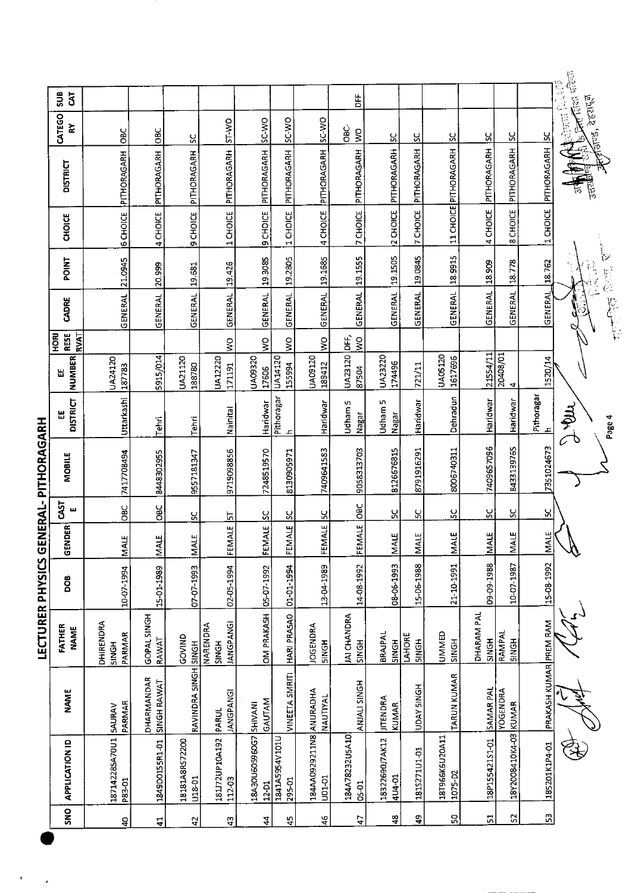# LECTURER PHYSICS GENERAL- PITHORAGARH

| SNO | APPLICATION ID | NAME | FATHER NAME | DOB | GENDER | CASTE | MOBILE | EE DISTRICT | EE NUMBER | HORI RESERVAT | CADRE | POINT | CHOICE | DISTRICT | CATEGORY | SUB CAT |
|---|---|---|---|---|---|---|---|---|---|---|---|---|---|---|---|---|
| 40 | 18714228SA70U1P83-01 | SAURAV PARMAR | DHIRENDRA SINGH PARMAR | 10-07-1994 | MALE | OBC | 7417708494 | Uttarkashi | UA24120 187783 | | GENERAL | 21.0945 | 6 CHOICE | PITHORAGARH | OBC | |
| 41 | 1849D0155R1-01 | DHARMANDAR SINGH RAWAT | GOPAL SINGH RAWAT | 15-01-1989 | MALE | OBC | 8448302955 | Tehri | 5915/014 | | GENERAL | 20.999 | 4 CHOICE | PITHORAGARH | OBC | |
| 42 | 18181A8RS7200U18-01 | RAVINDRA SINGH | GOVIND SINGH | 07-07-1993 | MALE | SC | 9557181347 | Tehri | UA21120 188780 | | GENERAL | 19.681 | 9 CHOICE | PITHORAGARH | SC | |
| 43 | 181J72UP10A192112-03 | PARUL JANGPANGI | NARENDRA SINGH JANGPANGI | 02-05-1994 | FEMALE | ST | 9719098856 | Nainital | UA12220 171191 | WO | GENERAL | 19.426 | 1 CHOICE | PITHORAGARH | ST-WO | |
| 44 | 18A30U60S960G712-01 | SHIVANI GAUTAM | OM PRAKASH | 05-07-1992 | FEMALE | SC | 7248519570 | Haridwar | UA09320 17606 | WO | GENERAL | 19.3085 | 9 CHOICE | PITHORAGARH | SC-WO | |
| 45 | 1841A5954V101U295-01 | VINEETA SMRITI | HARI PRASAD | 01-01-1994 | FEMALE | SC | 8130905971 | Pithoragarh | UA14120 155994 | WO | GENERAL | 19.2805 | 1 CHOICE | PITHORAGARH | SC-WO | |
| 46 | 184AA0929211N8U01-01 | ANURADHA NAUTIYAL | JOGENDRA SINGH | 13-04-1989 | FEMALE | SC | 7409641583 | Haridwar | UA09120 189412 | WO | GENERAL | 19.1685 | 4 CHOICE | PITHORAGARH | SC-WO | |
| 47 | 184A78232U5A1005-01 | ANJALI SINGH | JAI CHANDRA SINGH | 14-08-1992 | FEMALE | OBC | 9058313703 | Udham S Nagar | UA23120 87504 | DFF, WO | GENERAL | 19.1555 | 7 CHOICE | PITHORAGARH | OBC-WO | DFF |
| 48 | 183226907AK124U4-01 | JITENDRA KUMAR | BRAJPAL SINGH | 08-06-1993 | MALE | SC | 8126676815 | Udham S Nagar | UA23220 174496 | | GENERAL | 19.1505 | 2 CHOICE | PITHORAGARH | SC | |
| 49 | 181S271U1-01 | UDAY SINGH | LAHORE SINGH | 15-06-1988 | MALE | SC | 8791916291 | Haridwar | 721/11 | | GENERAL | 19.0845 | 7 CHOICE | PITHORAGARH | SC | |
| 50 | 18T966K6U20A111075-02 | TARUN KUMAR | UMMED SINGH | 21-10-1991 | MALE | SC | 8006740311 | Dehradun | UA05120 1617696 | | GENERAL | 18.9915 | 11 CHOICE | PITHORAGARH | SC | |
| 51 | 18P155421S1-01 | SAMAR PAL | DHARAM PAL SINGH | 09-09-1988 | MALE | SC | 7409657096 | Haridwar | 21554/11 | | GENERAL | 18.909 | 4 CHOICE | PITHORAGARH | SC | |
| 52 | 18Y2008410K4-03 | YOGENDRA KUMAR | RAMPAL SINGH | 10-07-1987 | MALE | SC | 8433139765 | Haridwar | 20408/014 | | GENERAL | 18.778 | 8 CHOICE | PITHORAGARH | SC | |
| 53 | 185201K1P4-01 | PRAKASH KUMAR | PREM RAM | 15-08-1992 | MALE | SC | 7351024673 | Pithoragarh | 1520/14 | | GENERAL | 18.762 | 1 CHOICE | PITHORAGARH | SC | |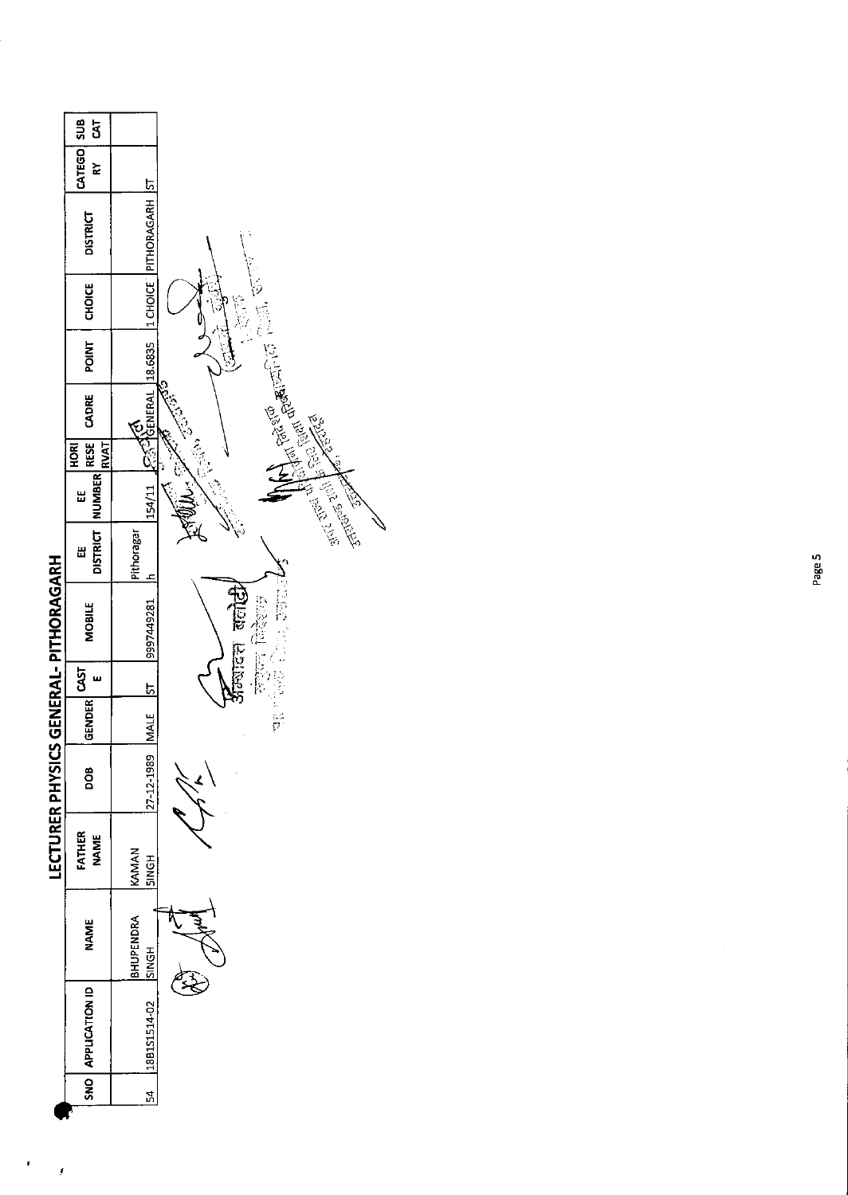# LECTURER PHYSICS GENERAL- PITHORAGARH

| SNO | APPLICATION ID | NAME | FATHER NAME | DOB | GENDER | CASTE | MOBILE | EE DISTRICT | EE NUMBER | HORI RESERVAT | CADRE | POINT | CHOICE | DISTRICT | CATEGORY | SUB CAT |
|---|---|---|---|---|---|---|---|---|---|---|---|---|---|---|---|---|
| 54 | 18B1S1514-02 | BHUPENDRA SINGH | KAMAN SINGH | 27-12-1989 | MALE | ST | 9997449281 | Pithoragarh | 154/11 | | GENERAL | 18.6835 | 1 CHOICE | PITHORAGARH | ST | |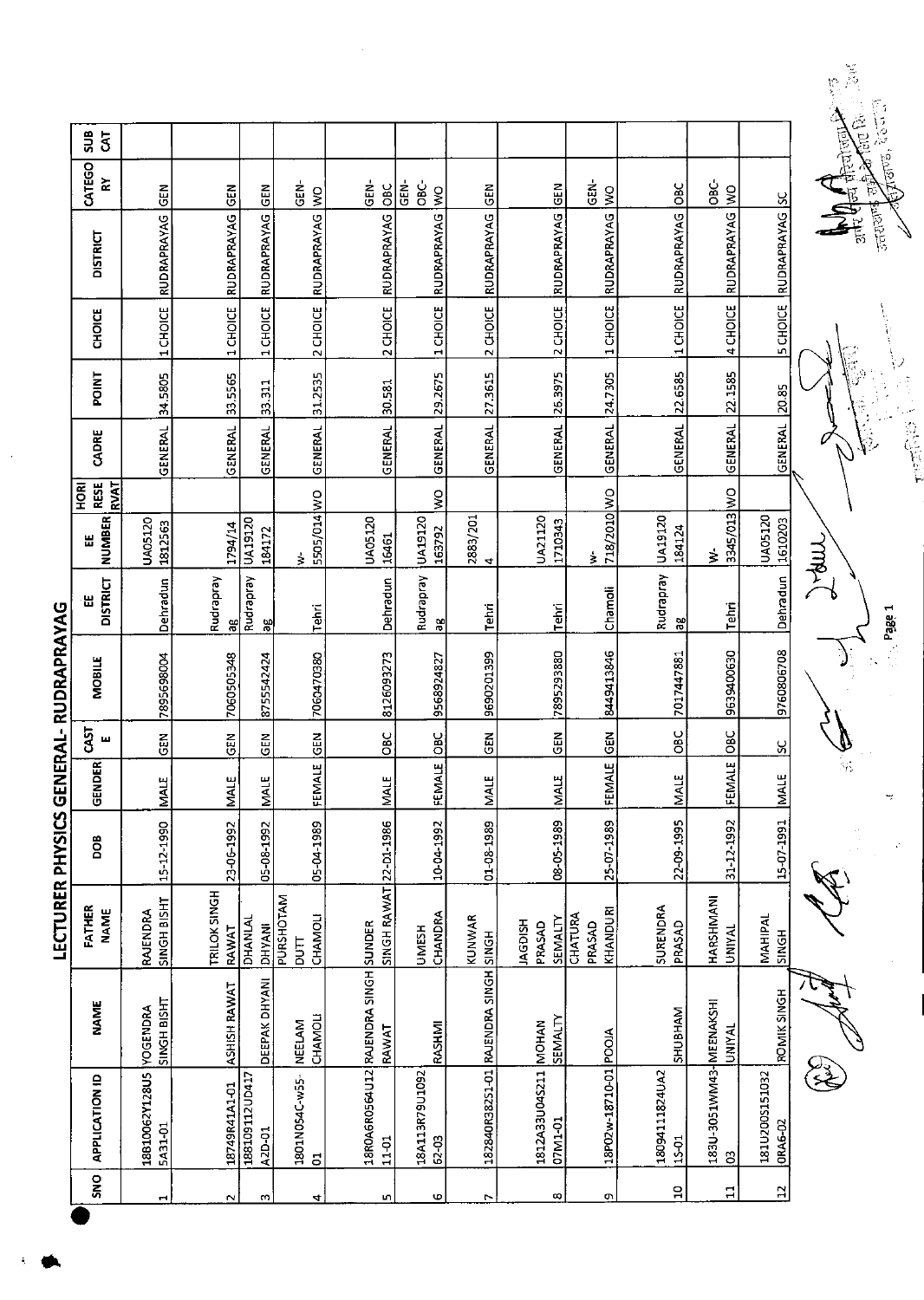# LECTURER PHYSICS GENERAL- RUDRAPRAYAG

| SNO | APPLICATION ID | NAME | FATHER NAME | DOB | GENDER | CASTE | MOBILE | EE DISTRICT | EE NUMBER | HORI RESE RVAT | CADRE | POINT | CHOICE | DISTRICT | CATEGORY | SUB CAT |
|---|---|---|---|---|---|---|---|---|---|---|---|---|---|---|---|---|
| 1 | 18810062Y128U55A31-01 | YOGENDRA SINGH BISHT | RAJENDRA SINGH BISHT | 15-12-1990 | MALE | GEN | 7895698004 | Dehradun | UA05120 1812563 | | GENERAL | 34.5805 | 1 CHOICE | RUDRAPRAYAG | GEN | |
| 2 | 18749R41A1-01 | ASHISH RAWAT | TRILOK SINGH RAWAT | 23-06-1992 | MALE | GEN | 7060505348 | Rudraprayag | 1794/14 | | GENERAL | 33.5565 | 1 CHOICE | RUDRAPRAYAG | GEN | |
| 3 | 188109112UD417A2D-01 | DEEPAK DHYANI | DHANLAL DHYANI | 05-08-1992 | MALE | GEN | 8755542424 | Rudraprayag | UA19120 184172 | | GENERAL | 33.311 | 1 CHOICE | RUDRAPRAYAG | GEN | |
| 4 | 1801N054C-w55-01 | NEELAM CHAMOLI | PURSHOTAM DUTT CHAMOLI | 05-04-1989 | FEMALE | GEN | 7060470380 | Tehri | W-5505/014 | WO | GENERAL | 31.2535 | 2 CHOICE | RUDRAPRAYAG | GEN-WO | |
| 5 | 18R0A6R0564U1211-01 | RAJENDRA SINGH RAWAT | SUNDER SINGH RAWAT | 22-01-1986 | MALE | OBC | 8126093273 | Dehradun | UA05120 16461 | | GENERAL | 30.581 | 2 CHOICE | RUDRAPRAYAG | GEN-OBC | |
| 6 | 18A113R79U109262-03 | RASHMI | UMESH CHANDRA | 10-04-1992 | FEMALE | OBC | 9568924827 | Rudraprayag | UA19120 163792 | WO | GENERAL | 29.2675 | 1 CHOICE | RUDRAPRAYAG | GEN-OBC-WO | |
| 7 | 182840R38251-01 | RAJENDRA SINGH | KUNWAR SINGH | 01-08-1989 | MALE | GEN | 9690201399 | Tehri | 2883/2014 | | GENERAL | 27.3615 | 2 CHOICE | RUDRAPRAYAG | GEN | |
| 8 | 1812A33U04S21107M1-01 | MOHAN SEMALTY | JAGDISH PRASAD SEMALTY | 08-05-1989 | MALE | GEN | 7895293880 | Tehri | UA21120 1710343 | | GENERAL | 26.3975 | 2 CHOICE | RUDRAPRAYAG | GEN | |
| 9 | 18P02w-18710-01 | POOJA | CHATURA PRASAD KHANDURI | 25-07-1989 | FEMALE | GEN | 8449413846 | Chamoli | W-718/2010 | WO | GENERAL | 24.7305 | 1 CHOICE | RUDRAPRAYAG | GEN-WO | |
| 10 | 18094111824UA215-01 | SHUBHAM | SURENDRA PRASAD | 22-09-1995 | MALE | OBC | 7017447881 | Rudraprayag | UA19120 184124 | | GENERAL | 22.6585 | 1 CHOICE | RUDRAPRAYAG | OBC | |
| 11 | 183U-3051WM43-03 | MEENAKSHI UNIYAL | HARSHMANI UNIYAL | 31-12-1992 | FEMALE | OBC | 9639400630 | Tehri | W-3345/013 | WO | GENERAL | 22.1585 | 4 CHOICE | RUDRAPRAYAG | OBC-WO | |
| 12 | 181U200S1510320RA6-02 | ROMIK SINGH | MAHIPAL SINGH | 15-07-1991 | MALE | SC | 9760806708 | Dehradun | UA05120 1610203 | | GENERAL | 20.85 | 5 CHOICE | RUDRAPRAYAG | SC | |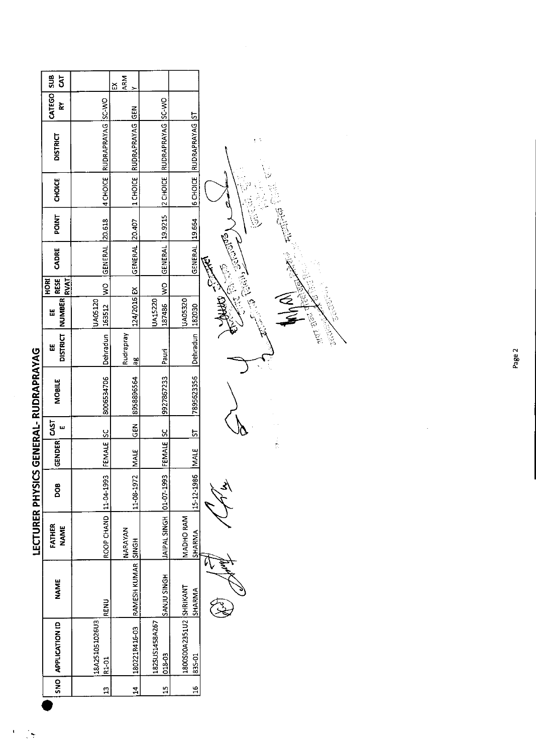# LECTURER PHYSICS GENERAL- RUDRAPRAYAG

| SNO | APPLICATION ID | NAME | FATHER NAME | DOB | GENDER | CASTE | MOBILE | EE DISTRICT | EE NUMBER | HORI RESERVAT | CADRE | POINT | CHOICE | DISTRICT | CATEGORY | SUB CAT |
|---|---|---|---|---|---|---|---|---|---|---|---|---|---|---|---|---|
| 13 | 18A25105102 6U3R1-01 | RENU | ROOP CHAND | 11-04-1993 | FEMALE | SC | 8006534706 | Dehradun | UA05120 163512 | WO | GENERAL | 20.618 | 4 CHOICE | RUDRAPRAYAG | SC-WO | |
| 14 | 180221R416-03 | RAMESH KUMAR | NARAYAN SINGH | 11-08-1972 | MALE | GEN | 8958896564 | Rudraprayag | 124/2016 | EX | GENERAL | 20.407 | 1 CHOICE | RUDRAPRAYAG | GEN | EX ARMY |
| 15 | 182SUS1458A267018-03 | SANJU SINGH | JAIPAL SINGH | 01-07-1993 | FEMALE | SC | 9927867233 | Pauri | UA15220 187486 | WO | GENERAL | 19.9215 | 2 CHOICE | RUDRAPRAYAG | SC-WO | |
| 16 | 1800500A2351U2835-01 | SHRIKANT SHARMA | MADHO RAM SHARMA | 15-12-1986 | MALE | ST | 7895623356 | Dehradun | UA05320 182030 | | GENERAL | 19.664 | 6 CHOICE | RUDRAPRAYAG | ST | |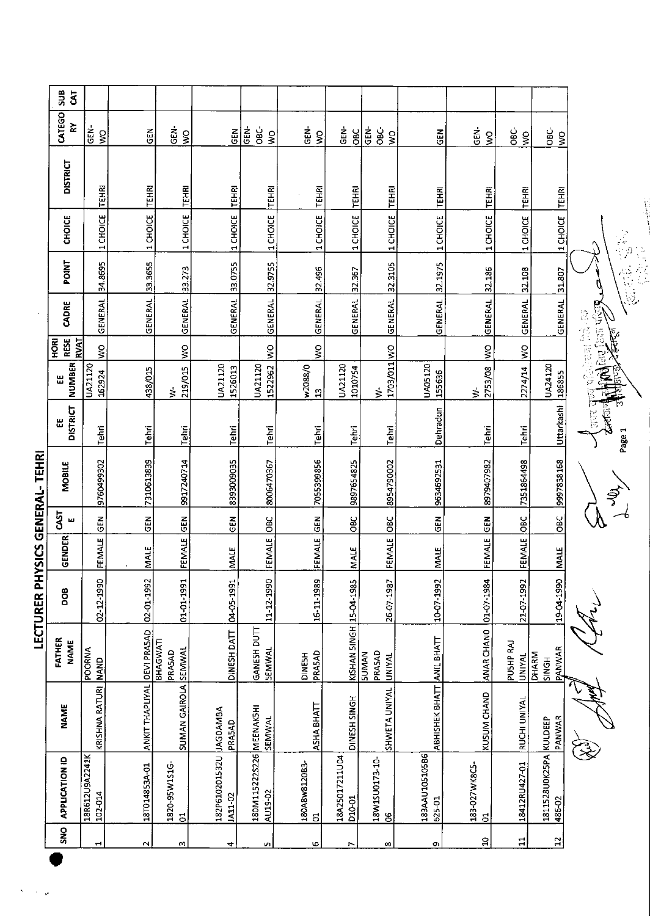# LECTURER PHYSICS GENERAL- TEHRI

| SNO | APPLICATION ID | NAME | FATHER NAME | DOB | GENDER | CASTE | MOBILE | EE DISTRICT | EE NUMBER | HORI RESERVAT | CADRE | POINT | CHOICE | DISTRICT | CATEGORY | SUB CAT |
|---|---|---|---|---|---|---|---|---|---|---|---|---|---|---|---|---|
| 1 | 18R612U9A2241K102-014 | KRISHNA RATURI | POORNA NAND | 02-12-1990 | FEMALE | GEN | 9760499302 | Tehri | UA21120162924 | WO | GENERAL | 34.8695 | 1 CHOICE | TEHRI | GEN-WO | |
| 2 | 18T014853A-01 | ANKIT THAPLIYAL | DEVI PRASAD | 02-01-1992 | MALE | GEN | 7310613839 | Tehri | 438/015 | | GENERAL | 33.3655 | 1 CHOICE | TEHRI | GEN | |
| 3 | 1820-95W1S1G-01 | SUMAN GAIROLA | BHAGWATI PRASAD SEMWAL | 01-01-1991 | FEMALE | GEN | 9917240714 | Tehri | W-219/015 | WO | GENERAL | 33.273 | 1 CHOICE | TEHRI | GEN-WO | |
| 4 | 182P61020153 2UJA11-02 | JAGDAMBA PRASAD | DINESH DATT | 04-05-1991 | MALE | GEN | 8393009035 | Tehri | UA21120 1526013 | | GENERAL | 33.0755 | 1 CHOICE | TEHRI | GEN | |
| 5 | 180M15222S226AU19-02 | MEENAKSHI SEMWAL | GANESH DUTT SEMWAL | 11-12-1990 | FEMALE | OBC | 8006470367 | Tehri | UA21120 1522962 | WO | GENERAL | 32.9755 | 1 CHOICE | TEHRI | GEN-OBC-WO | |
| 6 | 180A8W8120B3-01 | ASHA BHATT | DINESH PRASAD | 16-11-1989 | FEMALE | GEN | 7055399856 | Tehri | w2088/013 | WO | GENERAL | 32.496 | 1 CHOICE | TEHRI | GEN-WO | |
| 7 | 18A2501721 1U04D10-01 | DINESH SINGH | KISHAN SINGH | 15-04-1985 | MALE | OBC | 9897654825 | Tehri | UA21120 1010754 | | GENERAL | 32.367 | 1 CHOICE | TEHRI | GEN-OBC | |
| 8 | 18W1SU0173-10-06 | SHWETA UNIYAL | SUMAN PRASAD UNIYAL | 26-07-1987 | FEMALE | OBC | 8954790002 | Tehri | W-1703/011 | WO | GENERAL | 32.3105 | 1 CHOICE | TEHRI | GEN-OBC-WO | |
| 9 | 183AAU10510586625-01 | ABHISHEK BHATT | ANIL BHATT | 10-07-1992 | MALE | GEN | 9634692531 | Dehradun | UA05120 155636 | | GENERAL | 32.1975 | 1 CHOICE | TEHRI | GEN | |
| 10 | 183-027WK8C5-01 | KUSUM CHAND | ANAR CHAND | 01-07-1984 | FEMALE | GEN | 8979407982 | Tehri | W-2753/08 | WO | GENERAL | 32.186 | 1 CHOICE | TEHRI | GEN-WO | |
| 11 | 18412RU427-01 | RUCHI UNIYAL | PUSHP RAJ UNIYAL | 21-07-1992 | FEMALE | OBC | 7351864498 | Tehri | 2274/14 | WO | GENERAL | 32.108 | 1 CHOICE | TEHRI | OBC-WO | |
| 12 | 1811528U0K25PA486-02 | KULDEEP PANWAR | DHARM SINGH PANWAR | 19-04-1990 | MALE | OBC | 9997838168 | Uttarkashi | UA24120 186855 | | GENERAL | 31.807 | 1 CHOICE | TEHRI | OBC-WO | |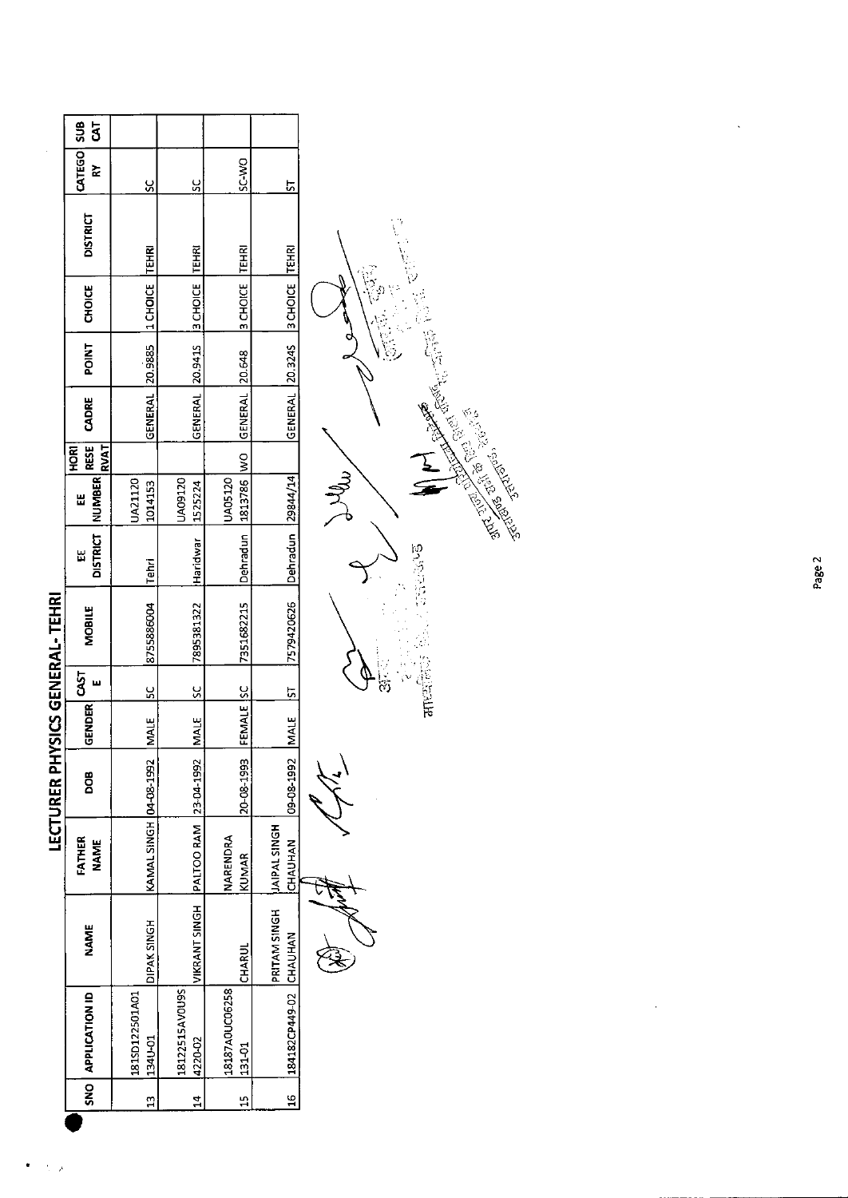# LECTURER PHYSICS GENERAL- TEHRI

| SNO | APPLICATION ID | NAME | FATHER NAME | DOB | GENDER | CASTE | MOBILE | EE DISTRICT | EE NUMBER | HORI RESE RVAT | CADRE | POINT | CHOICE | DISTRICT | CATEGORY | SUB CAT |
|---|---|---|---|---|---|---|---|---|---|---|---|---|---|---|---|---|
| 13 | 181SD122501A01134U-01 | DIPAK SINGH | KAMAL SINGH | 04-08-1992 | MALE | SC | 8755886004 | Tehri | UA21120 1014153 | | GENERAL | 20.9885 | 1 CHOICE | TEHRI | SC | |
| 14 | 18122515AV0U954220-02 | VIKRANT SINGH | PALTOO RAM | 23-04-1992 | MALE | SC | 7895381322 | Haridwar | UA09120 1525224 | | GENERAL | 20.9415 | 3 CHOICE | TEHRI | SC | |
| 15 | 18187A0UC06258131-01 | CHARUL | NARENDRA KUMAR | 20-08-1993 | FEMALE | SC | 7351682215 | Dehradun | UA05120 1813786 | WO | GENERAL | 20.648 | 3 CHOICE | TEHRI | SC-WO | |
| 16 | 184182CP449-02 | PRITAM SINGH CHAUHAN | JAIPAL SINGH CHAUHAN | 09-08-1992 | MALE | ST | 7579420626 | Dehradun | 29844/14 | | GENERAL | 20.3245 | 3 CHOICE | TEHRI | ST | |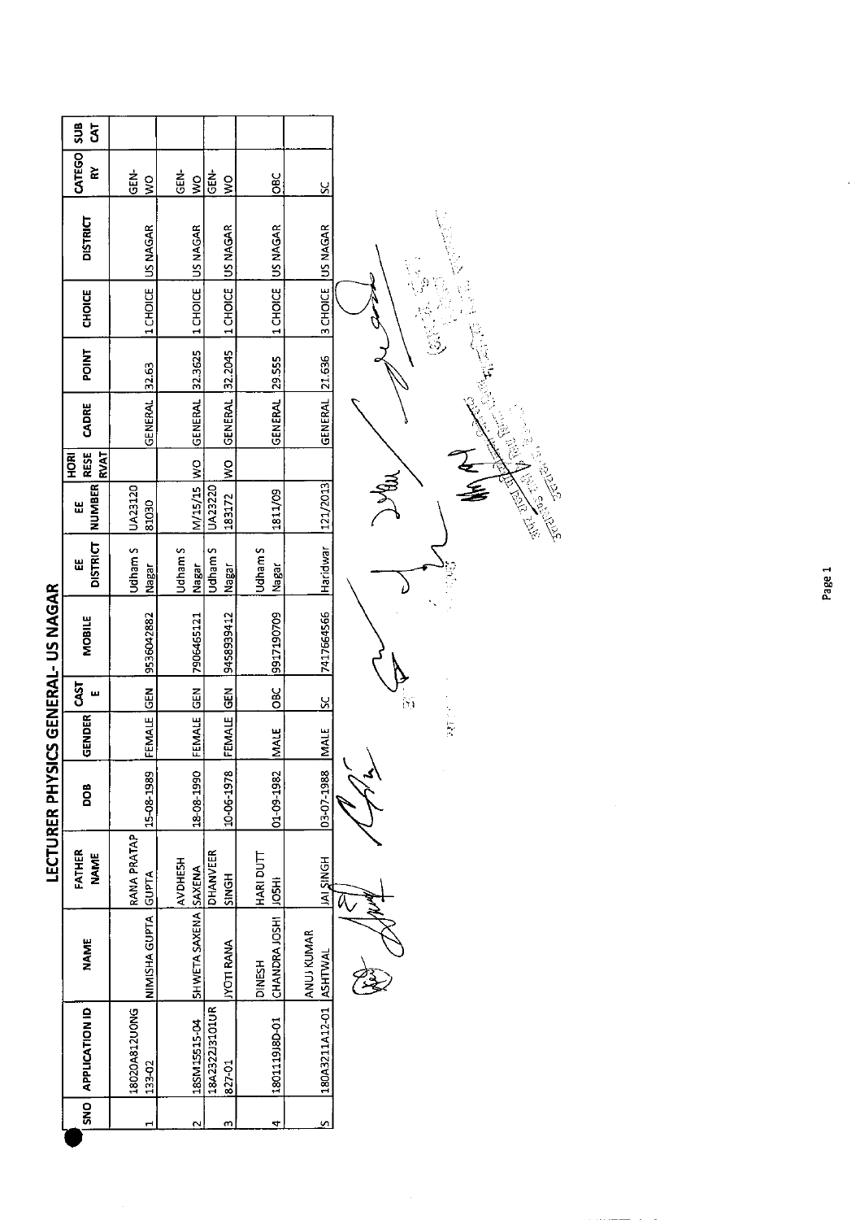# LECTURER PHYSICS GENERAL- US NAGAR

| SNO | APPLICATION ID | NAME | FATHER NAME | DOB | GENDER | CASTE | MOBILE | EE DISTRICT | EE NUMBER | HORI RESERVAT | CADRE | POINT | CHOICE | DISTRICT | CATEGORY | SUB CAT |
|---|---|---|---|---|---|---|---|---|---|---|---|---|---|---|---|---|
| 1 | 18020A812U0NG133-02 | NIMISHA GUPTA | RANA PRATAP GUPTA | 15-08-1989 | FEMALE | GEN | 9536042882 | Udham S Nagar | UA23120 81030 | | GENERAL | 32.63 | 1 CHOICE | US NAGAR | GEN-WO | |
| 2 | 18SM15515-04 | SHWETA SAXENA | AVDHESH SAXENA | 18-08-1990 | FEMALE | GEN | 7906465121 | Udham S Nagar | M/15/15 | WO | GENERAL | 32.3625 | 1 CHOICE | US NAGAR | GEN-WO | |
| 3 | 18A2322J3101UR827-01 | JYOTI RANA | DHANVEER SINGH | 10-06-1978 | FEMALE | GEN | 9458939412 | Udham S Nagar | UA23220 183172 | WO | GENERAL | 32.2045 | 1 CHOICE | US NAGAR | GEN-WO | |
| 4 | 1801119J8D-01 | DINESH CHANDRA JOSHI | HARI DUTT JOSHI | 01-09-1982 | MALE | OBC | 9917190709 | Udham S Nagar | 1811/09 | | GENERAL | 29.555 | 1 CHOICE | US NAGAR | OBC | |
| 5 | 180A3211A12-01 | ANUJ KUMAR ASHTWAL | JAI SINGH | 03-07-1988 | MALE | SC | 7417664566 | Haridwar | 121/2013 | | GENERAL | 21.636 | 3 CHOICE | US NAGAR | SC | |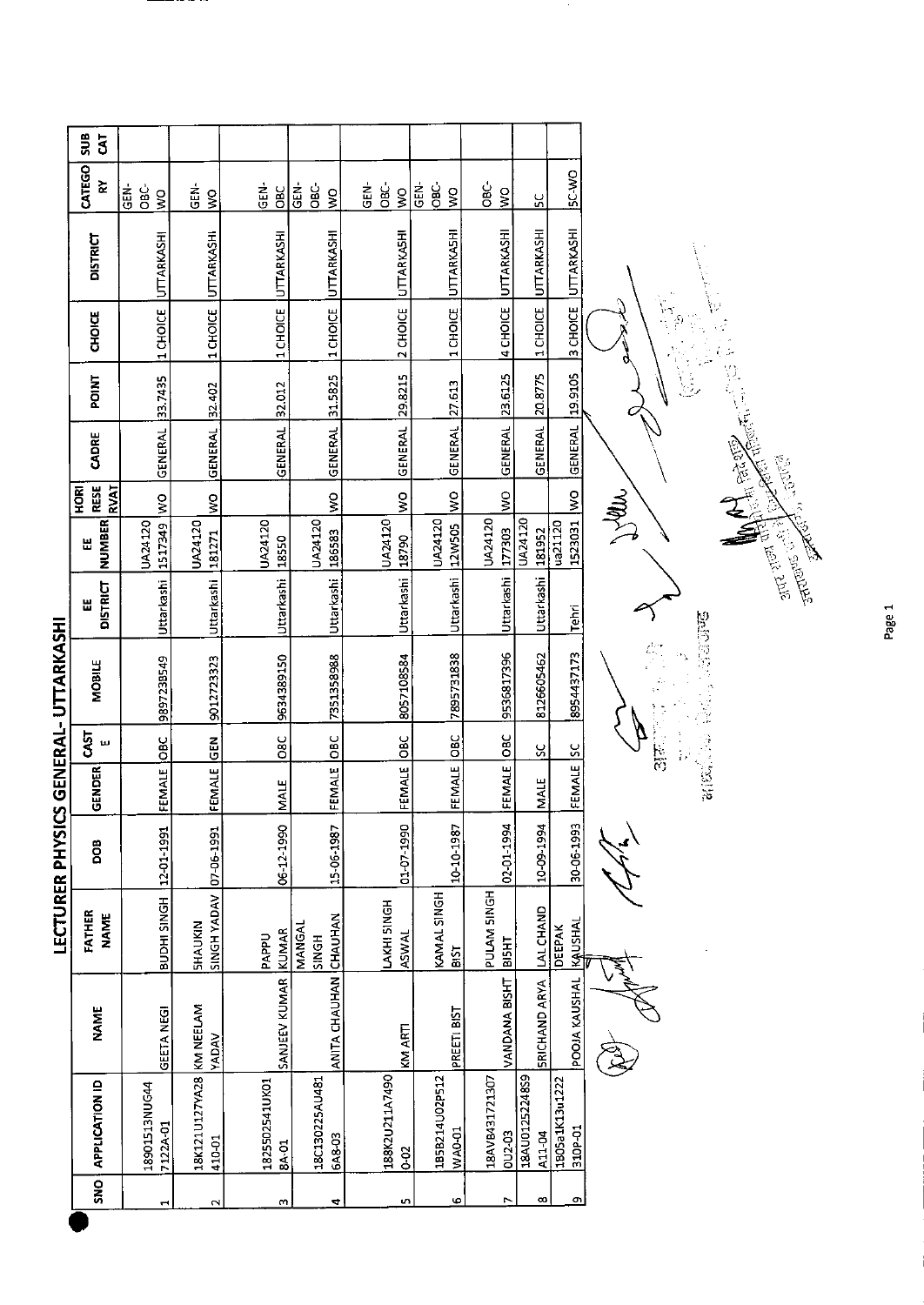# LECTURER PHYSICS GENERAL- UTTARKASHI

| SNO | APPLICATION ID | NAME | FATHER NAME | DOB | GENDER | CASTE | MOBILE | EE DISTRICT | EE NUMBER | HORI RESERVAT | CADRE | POINT | CHOICE | DISTRICT | CATEGORY | SUB CAT |
|---|---|---|---|---|---|---|---|---|---|---|---|---|---|---|---|---|
| 1 | 18901513NUG447122A-01 | GEETA NEGI | BUDHI SINGH | 12-01-1991 | FEMALE | OBC | 9897238549 | Uttarkashi | UA24120 1517349 | WO | GENERAL | 33.7435 | 1 CHOICE | UTTARKASHI | GEN-OBC-WO | |
| 2 | 18K121U127YA28410-01 | KM NEELAM YADAV | SHAUKIN SINGH YADAV | 07-06-1991 | FEMALE | GEN | 9012723323 | Uttarkashi | UA24120 181271 | WO | GENERAL | 32.402 | 1 CHOICE | UTTARKASHI | GEN-WO | |
| 3 | 1825502541UK018A-01 | SANJEEV KUMAR | PAPPU KUMAR | 06-12-1990 | MALE | OBC | 9634389150 | Uttarkashi | UA24120 18550 | | GENERAL | 32.012 | 1 CHOICE | UTTARKASHI | GEN-OBC | |
| 4 | 18C130225AU4816A8-03 | ANITA CHAUHAN | MANGAL SINGH CHAUHAN | 15-06-1987 | FEMALE | OBC | 7351358988 | Uttarkashi | UA24120 186583 | WO | GENERAL | 31.5825 | 1 CHOICE | UTTARKASHI | GEN-OBC-WO | |
| 5 | 188K2U211A74900-02 | KM ARTI | LAKHI SINGH ASWAL | 01-07-1990 | FEMALE | OBC | 8057108584 | Uttarkashi | UA24120 18790 | WO | GENERAL | 29.8215 | 2 CHOICE | UTTARKASHI | GEN-OBC-WO | |
| 6 | 185B214U02P512WA0-01 | PREETI BIST | KAMAL SINGH BIST | 10-10-1987 | FEMALE | OBC | 7895731838 | Uttarkashi | UA24120 12W505 | WO | GENERAL | 27.613 | 1 CHOICE | UTTARKASHI | GEN-OBC-WO | |
| 7 | 18AVB431721307OU2-03 | VANDANA BISHT | PULAM SINGH BISHT | 02-01-1994 | FEMALE | OBC | 9536817396 | Uttarkashi | UA24120 177303 | WO | GENERAL | 23.6125 | 4 CHOICE | UTTARKASHI | OBC-WO | |
| 8 | 18AU0125224859A11-04 | SRICHAND ARYA | LAL CHAND | 10-09-1994 | MALE | SC | 8126605462 | Uttarkashi | UA24120 181952 | | GENERAL | 20.8775 | 1 CHOICE | UTTARKASHI | SC | |
| 9 | 1805a1K13u1222310P-01 | POOJA KAUSHAL | DEEPAK KAUSHAL | 30-06-1993 | FEMALE | SC | 8954437173 | Tehri | ua21120 1523031 | WO | GENERAL | 19.9105 | 3 CHOICE | UTTARKASHI | SC-WO | |